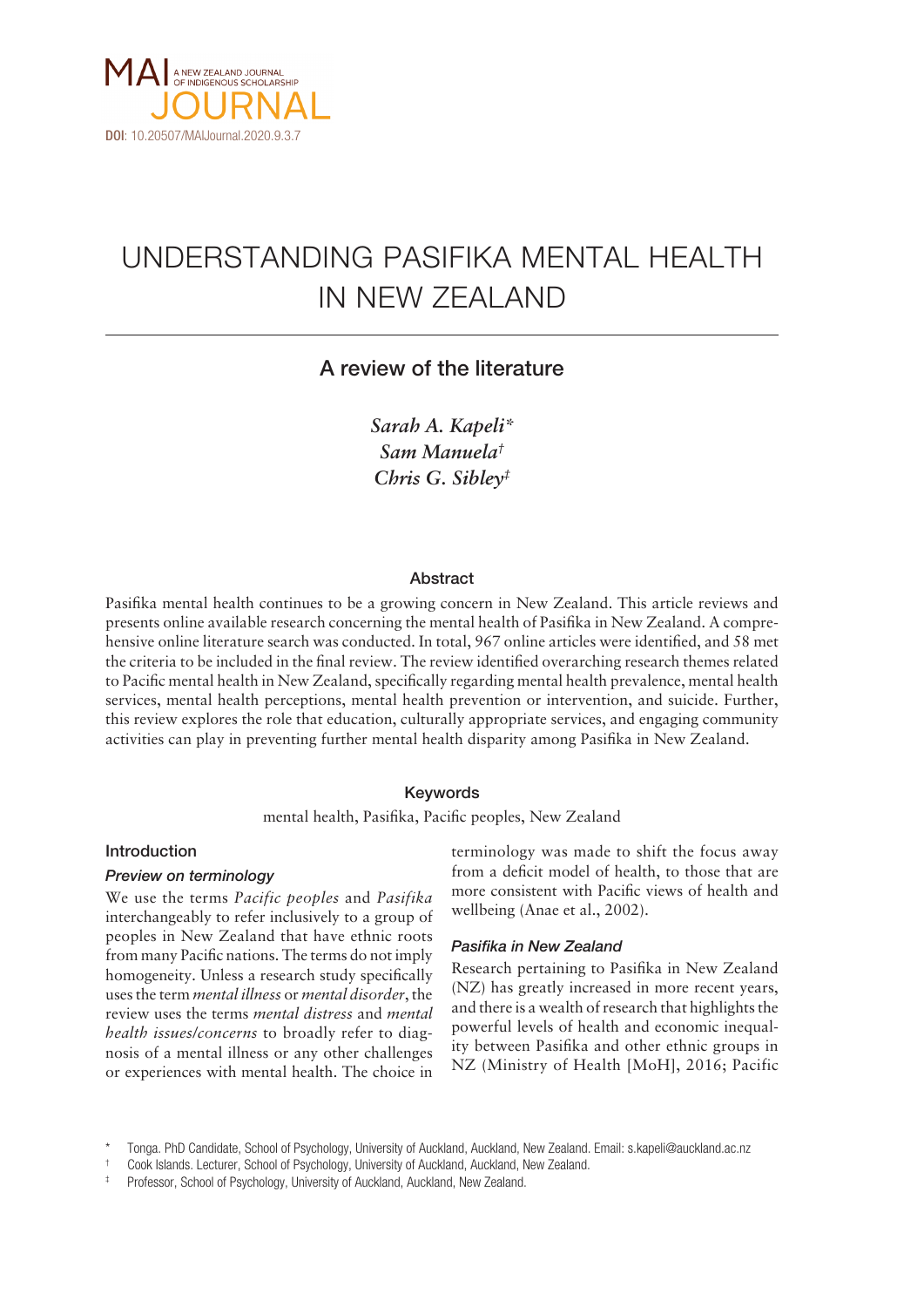MAI JOURNAL — A NEW ZEALAND JOURNAL OF INDIGENOUS SCHOLARSHIP

**DOI**: 10.20507/MAIJournal.2020.9.3.7

# UNDERSTANDING PASIFIKA MENTAL HEALTH IN NEW ZEALAND

## A review of the literature

*Sarah A. Kapeli**
*Sam Manuela*†
*Chris G. Sibley*‡

### Abstract

Pasifika mental health continues to be a growing concern in New Zealand. This article reviews and presents online available research concerning the mental health of Pasifika in New Zealand. A comprehensive online literature search was conducted. In total, 967 online articles were identified, and 58 met the criteria to be included in the final review. The review identified overarching research themes related to Pacific mental health in New Zealand, specifically regarding mental health prevalence, mental health services, mental health perceptions, mental health prevention or intervention, and suicide. Further, this review explores the role that education, culturally appropriate services, and engaging community activities can play in preventing further mental health disparity among Pasifika in New Zealand.

### Keywords

mental health, Pasifika, Pacific peoples, New Zealand

### Introduction

#### *Preview on terminology*

We use the terms *Pacific peoples* and *Pasifika* interchangeably to refer inclusively to a group of peoples in New Zealand that have ethnic roots from many Pacific nations. The terms do not imply homogeneity. Unless a research study specifically uses the term *mental illness* or *mental disorder*, the review uses the terms *mental distress* and *mental health issues/concerns* to broadly refer to diagnosis of a mental illness or any other challenges or experiences with mental health. The choice in terminology was made to shift the focus away from a deficit model of health, to those that are more consistent with Pacific views of health and wellbeing (Anae et al., 2002).

#### *Pasifika in New Zealand*

Research pertaining to Pasifika in New Zealand (NZ) has greatly increased in more recent years, and there is a wealth of research that highlights the powerful levels of health and economic inequality between Pasifika and other ethnic groups in NZ (Ministry of Health [MoH], 2016; Pacific

\* Tonga. PhD Candidate, School of Psychology, University of Auckland, Auckland, New Zealand. Email: s.kapeli@auckland.ac.nz

† Cook Islands. Lecturer, School of Psychology, University of Auckland, Auckland, New Zealand.

‡ Professor, School of Psychology, University of Auckland, Auckland, New Zealand.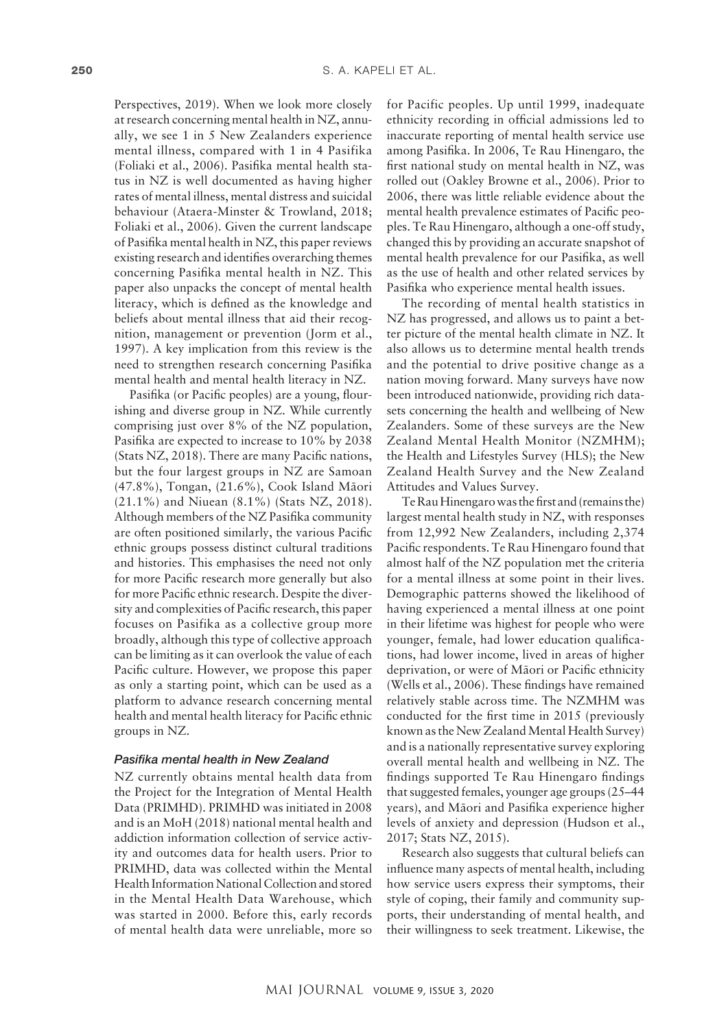Perspectives, 2019). When we look more closely at research concerning mental health in NZ, annually, we see 1 in 5 New Zealanders experience mental illness, compared with 1 in 4 Pasifika (Foliaki et al., 2006). Pasifika mental health status in NZ is well documented as having higher rates of mental illness, mental distress and suicidal behaviour (Ataera-Minster & Trowland, 2018; Foliaki et al., 2006). Given the current landscape of Pasifika mental health in NZ, this paper reviews existing research and identifies overarching themes concerning Pasifika mental health in NZ. This paper also unpacks the concept of mental health literacy, which is defined as the knowledge and beliefs about mental illness that aid their recognition, management or prevention (Jorm et al., 1997). A key implication from this review is the need to strengthen research concerning Pasifika mental health and mental health literacy in NZ.

Pasifika (or Pacific peoples) are a young, flourishing and diverse group in NZ. While currently comprising just over 8% of the NZ population, Pasifika are expected to increase to 10% by 2038 (Stats NZ, 2018). There are many Pacific nations, but the four largest groups in NZ are Samoan (47.8%), Tongan, (21.6%), Cook Island Māori (21.1%) and Niuean (8.1%) (Stats NZ, 2018). Although members of the NZ Pasifika community are often positioned similarly, the various Pacific ethnic groups possess distinct cultural traditions and histories. This emphasises the need not only for more Pacific research more generally but also for more Pacific ethnic research. Despite the diversity and complexities of Pacific research, this paper focuses on Pasifika as a collective group more broadly, although this type of collective approach can be limiting as it can overlook the value of each Pacific culture. However, we propose this paper as only a starting point, which can be used as a platform to advance research concerning mental health and mental health literacy for Pacific ethnic groups in NZ.

### *Pasifika mental health in New Zealand*

NZ currently obtains mental health data from the Project for the Integration of Mental Health Data (PRIMHD). PRIMHD was initiated in 2008 and is an MoH (2018) national mental health and addiction information collection of service activity and outcomes data for health users. Prior to PRIMHD, data was collected within the Mental Health Information National Collection and stored in the Mental Health Data Warehouse, which was started in 2000. Before this, early records of mental health data were unreliable, more so for Pacific peoples. Up until 1999, inadequate ethnicity recording in official admissions led to inaccurate reporting of mental health service use among Pasifika. In 2006, Te Rau Hinengaro, the first national study on mental health in NZ, was rolled out (Oakley Browne et al., 2006). Prior to 2006, there was little reliable evidence about the mental health prevalence estimates of Pacific peoples. Te Rau Hinengaro, although a one-off study, changed this by providing an accurate snapshot of mental health prevalence for our Pasifika, as well as the use of health and other related services by Pasifika who experience mental health issues.

The recording of mental health statistics in NZ has progressed, and allows us to paint a better picture of the mental health climate in NZ. It also allows us to determine mental health trends and the potential to drive positive change as a nation moving forward. Many surveys have now been introduced nationwide, providing rich datasets concerning the health and wellbeing of New Zealanders. Some of these surveys are the New Zealand Mental Health Monitor (NZMHM); the Health and Lifestyles Survey (HLS); the New Zealand Health Survey and the New Zealand Attitudes and Values Survey.

Te Rau Hinengaro was the first and (remains the) largest mental health study in NZ, with responses from 12,992 New Zealanders, including 2,374 Pacific respondents. Te Rau Hinengaro found that almost half of the NZ population met the criteria for a mental illness at some point in their lives. Demographic patterns showed the likelihood of having experienced a mental illness at one point in their lifetime was highest for people who were younger, female, had lower education qualifications, had lower income, lived in areas of higher deprivation, or were of Māori or Pacific ethnicity (Wells et al., 2006). These findings have remained relatively stable across time. The NZMHM was conducted for the first time in 2015 (previously known as the New Zealand Mental Health Survey) and is a nationally representative survey exploring overall mental health and wellbeing in NZ. The findings supported Te Rau Hinengaro findings that suggested females, younger age groups (25–44 years), and Māori and Pasifika experience higher levels of anxiety and depression (Hudson et al., 2017; Stats NZ, 2015).

Research also suggests that cultural beliefs can influence many aspects of mental health, including how service users express their symptoms, their style of coping, their family and community supports, their understanding of mental health, and their willingness to seek treatment. Likewise, the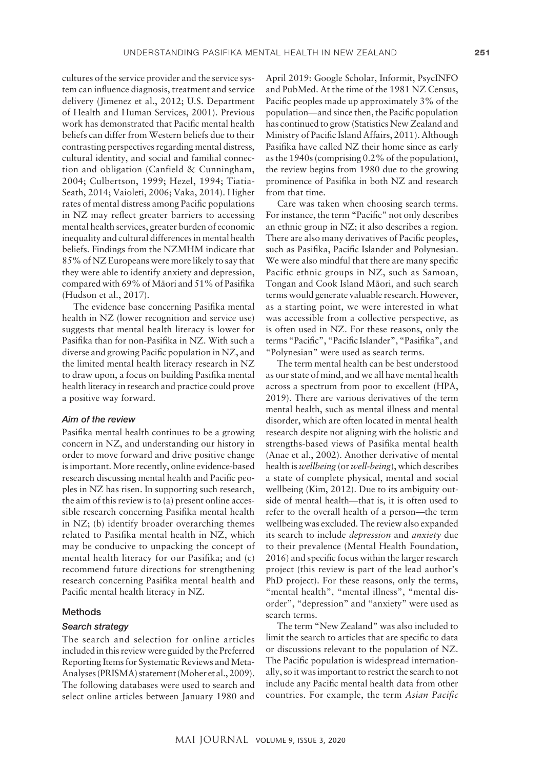cultures of the service provider and the service system can influence diagnosis, treatment and service delivery (Jimenez et al., 2012; U.S. Department of Health and Human Services, 2001). Previous work has demonstrated that Pacific mental health beliefs can differ from Western beliefs due to their contrasting perspectives regarding mental distress, cultural identity, and social and familial connection and obligation (Canfield & Cunningham, 2004; Culbertson, 1999; Hezel, 1994; Tiatia-Seath, 2014; Vaioleti, 2006; Vaka, 2014). Higher rates of mental distress among Pacific populations in NZ may reflect greater barriers to accessing mental health services, greater burden of economic inequality and cultural differences in mental health beliefs. Findings from the NZMHM indicate that 85% of NZ Europeans were more likely to say that they were able to identify anxiety and depression, compared with 69% of Māori and 51% of Pasifika (Hudson et al., 2017).

The evidence base concerning Pasifika mental health in NZ (lower recognition and service use) suggests that mental health literacy is lower for Pasifika than for non-Pasifika in NZ. With such a diverse and growing Pacific population in NZ, and the limited mental health literacy research in NZ to draw upon, a focus on building Pasifika mental health literacy in research and practice could prove a positive way forward.

### Aim of the review

Pasifika mental health continues to be a growing concern in NZ, and understanding our history in order to move forward and drive positive change is important. More recently, online evidence-based research discussing mental health and Pacific peoples in NZ has risen. In supporting such research, the aim of this review is to (a) present online accessible research concerning Pasifika mental health in NZ; (b) identify broader overarching themes related to Pasifika mental health in NZ, which may be conducive to unpacking the concept of mental health literacy for our Pasifika; and (c) recommend future directions for strengthening research concerning Pasifika mental health and Pacific mental health literacy in NZ.

## Methods

### Search strategy

The search and selection for online articles included in this review were guided by the Preferred Reporting Items for Systematic Reviews and Meta-Analyses (PRISMA) statement (Moher et al., 2009). The following databases were used to search and select online articles between January 1980 and April 2019: Google Scholar, Informit, PsycINFO and PubMed. At the time of the 1981 NZ Census, Pacific peoples made up approximately 3% of the population—and since then, the Pacific population has continued to grow (Statistics New Zealand and Ministry of Pacific Island Affairs, 2011). Although Pasifika have called NZ their home since as early as the 1940s (comprising 0.2% of the population), the review begins from 1980 due to the growing prominence of Pasifika in both NZ and research from that time.

Care was taken when choosing search terms. For instance, the term "Pacific" not only describes an ethnic group in NZ; it also describes a region. There are also many derivatives of Pacific peoples, such as Pasifika, Pacific Islander and Polynesian. We were also mindful that there are many specific Pacific ethnic groups in NZ, such as Samoan, Tongan and Cook Island Māori, and such search terms would generate valuable research. However, as a starting point, we were interested in what was accessible from a collective perspective, as is often used in NZ. For these reasons, only the terms "Pacific", "Pacific Islander", "Pasifika", and "Polynesian" were used as search terms.

The term mental health can be best understood as our state of mind, and we all have mental health across a spectrum from poor to excellent (HPA, 2019). There are various derivatives of the term mental health, such as mental illness and mental disorder, which are often located in mental health research despite not aligning with the holistic and strengths-based views of Pasifika mental health (Anae et al., 2002). Another derivative of mental health is *wellbeing* (or *well-being*), which describes a state of complete physical, mental and social wellbeing (Kim, 2012). Due to its ambiguity outside of mental health—that is, it is often used to refer to the overall health of a person—the term wellbeing was excluded. The review also expanded its search to include *depression* and *anxiety* due to their prevalence (Mental Health Foundation, 2016) and specific focus within the larger research project (this review is part of the lead author's PhD project). For these reasons, only the terms, "mental health", "mental illness", "mental disorder", "depression" and "anxiety" were used as search terms.

The term "New Zealand" was also included to limit the search to articles that are specific to data or discussions relevant to the population of NZ. The Pacific population is widespread internationally, so it was important to restrict the search to not include any Pacific mental health data from other countries. For example, the term *Asian Pacific*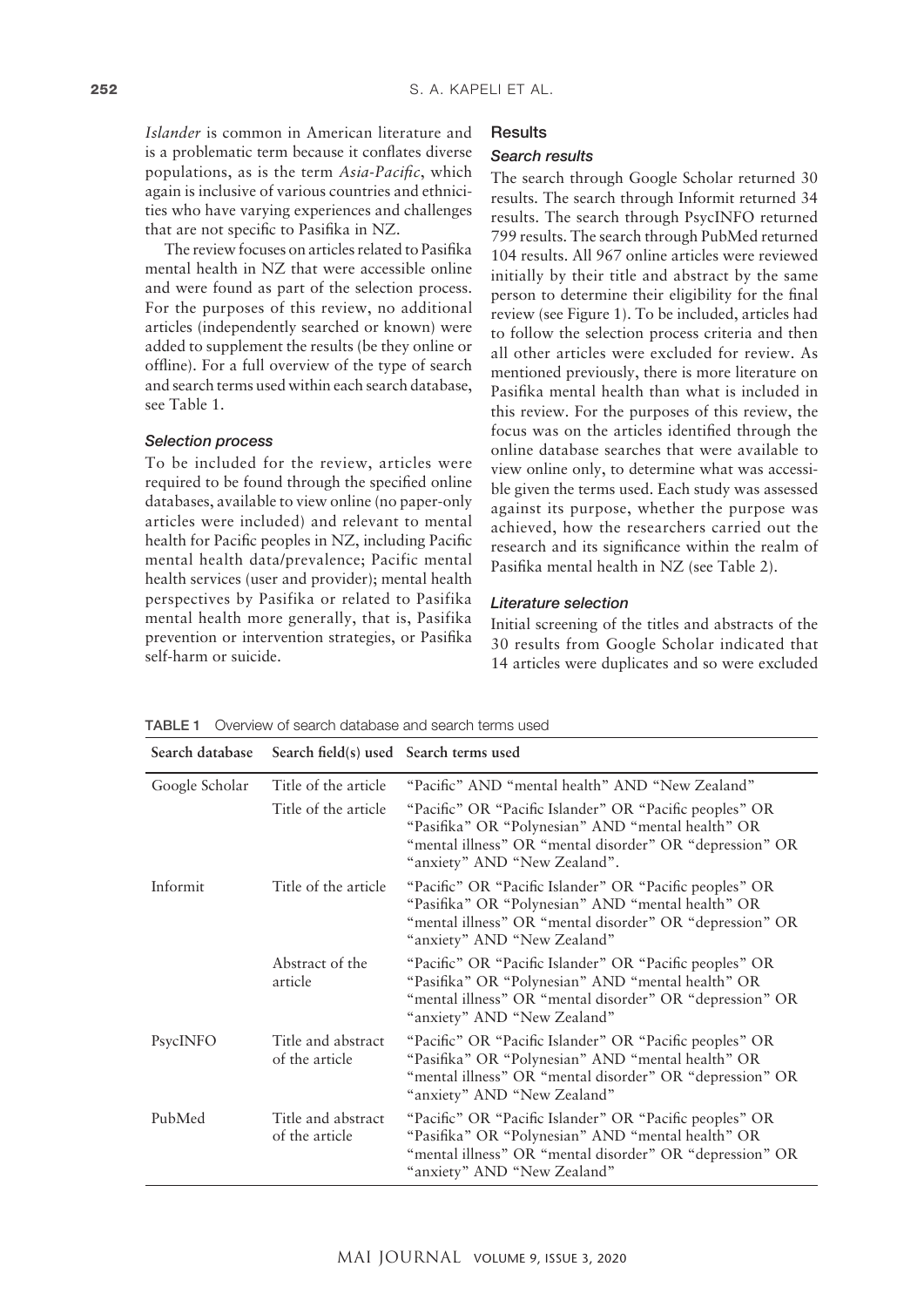*Islander* is common in American literature and is a problematic term because it conflates diverse populations, as is the term *Asia-Pacific*, which again is inclusive of various countries and ethnicities who have varying experiences and challenges that are not specific to Pasifika in NZ.

The review focuses on articles related to Pasifika mental health in NZ that were accessible online and were found as part of the selection process. For the purposes of this review, no additional articles (independently searched or known) were added to supplement the results (be they online or offline). For a full overview of the type of search and search terms used within each search database, see Table 1.

### Selection process

To be included for the review, articles were required to be found through the specified online databases, available to view online (no paper-only articles were included) and relevant to mental health for Pacific peoples in NZ, including Pacific mental health data/prevalence; Pacific mental health services (user and provider); mental health perspectives by Pasifika or related to Pasifika mental health more generally, that is, Pasifika prevention or intervention strategies, or Pasifika self-harm or suicide.

## Results

### Search results

The search through Google Scholar returned 30 results. The search through Informit returned 34 results. The search through PsycINFO returned 799 results. The search through PubMed returned 104 results. All 967 online articles were reviewed initially by their title and abstract by the same person to determine their eligibility for the final review (see Figure 1). To be included, articles had to follow the selection process criteria and then all other articles were excluded for review. As mentioned previously, there is more literature on Pasifika mental health than what is included in this review. For the purposes of this review, the focus was on the articles identified through the online database searches that were available to view online only, to determine what was accessible given the terms used. Each study was assessed against its purpose, whether the purpose was achieved, how the researchers carried out the research and its significance within the realm of Pasifika mental health in NZ (see Table 2).

### Literature selection

Initial screening of the titles and abstracts of the 30 results from Google Scholar indicated that 14 articles were duplicates and so were excluded

**TABLE 1** Overview of search database and search terms used

| Search database | Search field(s) used | Search terms used |
|---|---|---|
| Google Scholar | Title of the article | "Pacific" AND "mental health" AND "New Zealand" |
| | Title of the article | "Pacific" OR "Pacific Islander" OR "Pacific peoples" OR "Pasifika" OR "Polynesian" AND "mental health" OR "mental illness" OR "mental disorder" OR "depression" OR "anxiety" AND "New Zealand". |
| Informit | Title of the article | "Pacific" OR "Pacific Islander" OR "Pacific peoples" OR "Pasifika" OR "Polynesian" AND "mental health" OR "mental illness" OR "mental disorder" OR "depression" OR "anxiety" AND "New Zealand" |
| | Abstract of the article | "Pacific" OR "Pacific Islander" OR "Pacific peoples" OR "Pasifika" OR "Polynesian" AND "mental health" OR "mental illness" OR "mental disorder" OR "depression" OR "anxiety" AND "New Zealand" |
| PsycINFO | Title and abstract of the article | "Pacific" OR "Pacific Islander" OR "Pacific peoples" OR "Pasifika" OR "Polynesian" AND "mental health" OR "mental illness" OR "mental disorder" OR "depression" OR "anxiety" AND "New Zealand" |
| PubMed | Title and abstract of the article | "Pacific" OR "Pacific Islander" OR "Pacific peoples" OR "Pasifika" OR "Polynesian" AND "mental health" OR "mental illness" OR "mental disorder" OR "depression" OR "anxiety" AND "New Zealand" |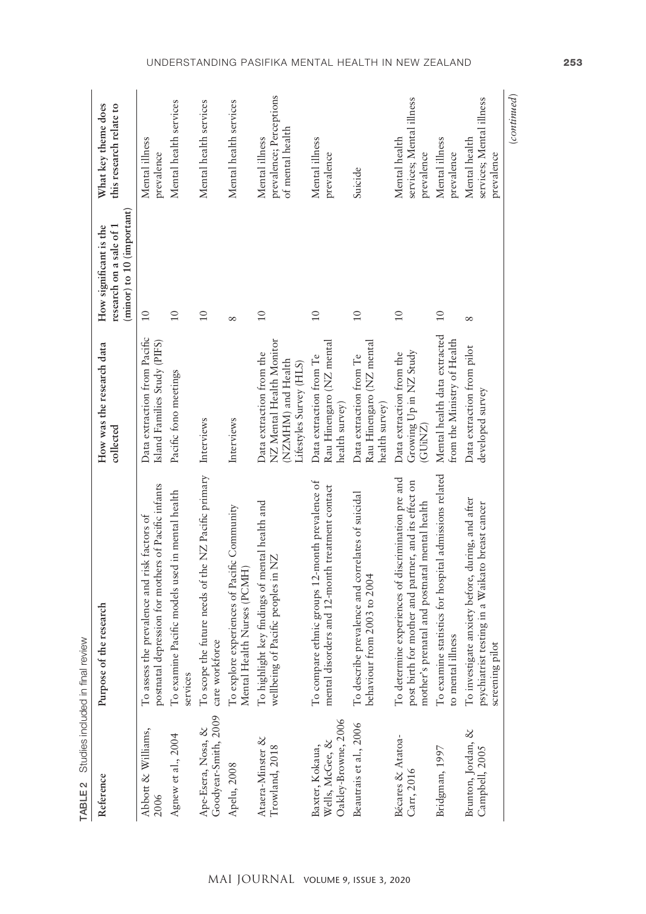TABLE 2 Studies included in final review

| Reference | Purpose of the research | How was the research data collected | How significant is the research on a sale of 1 (minor) to 10 (important) | What key theme does this research relate to |
|---|---|---|---|---|
| Abbott & Williams, 2006 | To assess the prevalence and risk factors of postnatal depression for mothers of Pacific infants | Data extraction from Pacific Island Families Study (PIFS) | 10 | Mental illness prevalence |
| Agnew et al., 2004 | To examine Pacific models used in mental health services | Pacific fono meetings | 10 | Mental health services |
| Ape-Esera, Nosa, & Goodyear-Smith, 2009 | To scope the future needs of the NZ Pacific primary care workforce | Interviews | 10 | Mental health services |
| Apelu, 2008 | To explore experiences of Pacific Community Mental Health Nurses (PCMH) | Interviews | 8 | Mental health services |
| Ataera-Minster & Trowland, 2018 | To highlight key findings of mental health and wellbeing of Pacific peoples in NZ | Data extraction from the NZ Mental Health Monitor (NZMHM) and Health Lifestyles Survey (HLS) | 10 | Mental illness prevalence; Perceptions of mental health |
| Baxter, Kokaua, Wells, McGee, & Oakley-Browne, 2006 | To compare ethnic groups 12-month prevalence of mental disorders and 12-month treatment contact | Data extraction from Te Rau Hinengaro (NZ mental health survey) | 10 | Mental illness prevalence |
| Beautrais et al., 2006 | To describe prevalence and correlates of suicidal behaviour from 2003 to 2004 | Data extraction from Te Rau Hinengaro (NZ mental health survey) | 10 | Suicide |
| Bécares & Atatoa-Carr, 2016 | To determine experiences of discrimination pre and post birth for mother and partner, and its effect on mother's prenatal and postnatal mental health | Data extraction from the Growing Up in NZ Study (GUiNZ) | 10 | Mental health services; Mental illness prevalence |
| Bridgman, 1997 | To examine statistics for hospital admissions related to mental illness | Mental health data extracted from the Ministry of Health | 10 | Mental illness prevalence |
| Brunton, Jordan, & Campbell, 2005 | To investigate anxiety before, during, and after psychiatrist testing in a Waikato breast cancer screening pilot | Data extraction from pilot developed survey | 8 | Mental health services; Mental illness prevalence |

(continued)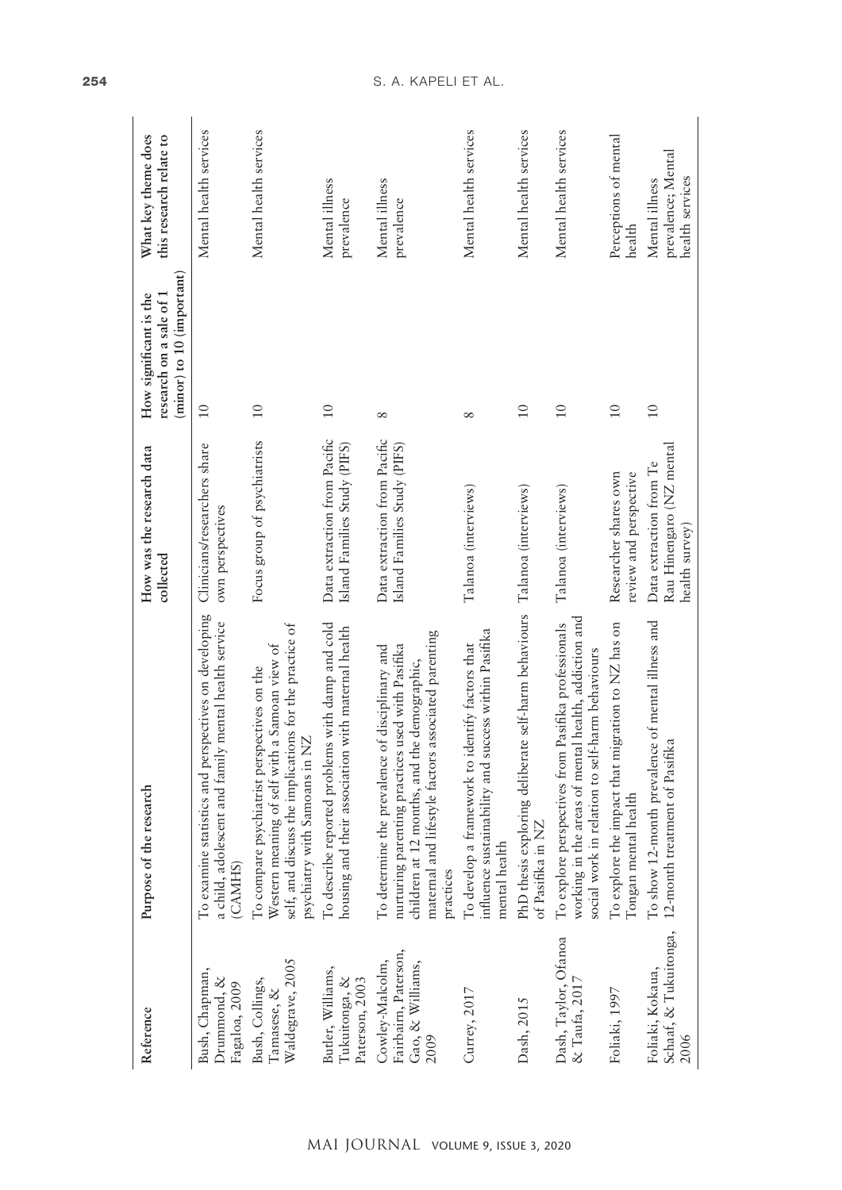| Reference | Purpose of the research | How was the research data collected | How significant is the research on a sale of 1 (minor) to 10 (important) | What key theme does this research relate to |
|---|---|---|---|---|
| Bush, Chapman, Drummond, & Fagaloa, 2009 | To examine statistics and perspectives on developing a child, adolescent and family mental health service (CAMHS) | Clinicians/researchers share own perspectives | 10 | Mental health services |
| Bush, Collings, Tamasese, & Waldegrave, 2005 | To compare psychiatrist perspectives on the Western meaning of self with a Samoan view of self, and discuss the implications for the practice of psychiatry with Samoans in NZ | Focus group of psychiatrists | 10 | Mental health services |
| Butler, Williams, Tukuitonga, & Paterson, 2003 | To describe reported problems with damp and cold housing and their association with maternal health | Data extraction from Pacific Island Families Study (PIFS) | 10 | Mental illness prevalence |
| Cowley-Malcolm, Fairbairn, Paterson, Gao, & Williams, 2009 | To determine the prevalence of disciplinary and nurturing parenting practices used with Pasifika children at 12 months, and the demographic, maternal and lifestyle factors associated parenting practices | Data extraction from Pacific Island Families Study (PIFS) | 8 | Mental illness prevalence |
| Currey, 2017 | To develop a framework to identify factors that influence sustainability and success within Pasifika mental health | Talanoa (interviews) | 8 | Mental health services |
| Dash, 2015 | PhD thesis exploring deliberate self-harm behaviours of Pasifika in NZ | Talanoa (interviews) | 10 | Mental health services |
| Dash, Taylor, Ofanoa & Taufa, 2017 | To explore perspectives from Pasifika professionals working in the areas of mental health, addiction and social work in relation to self-harm behaviours | Talanoa (interviews) | 10 | Mental health services |
| Foliaki, 1997 | To explore the impact that migration to NZ has on Tongan mental health | Researcher shares own review and perspective | 10 | Perceptions of mental health |
| Foliaki, Kokaua, Schaaf, & Tukuitonga, 2006 | To show 12-month prevalence of mental illness and 12-month treatment of Pasifika | Data extraction from Te Rau Hinengaro (NZ mental health survey) | 10 | Mental illness prevalence; Mental health services |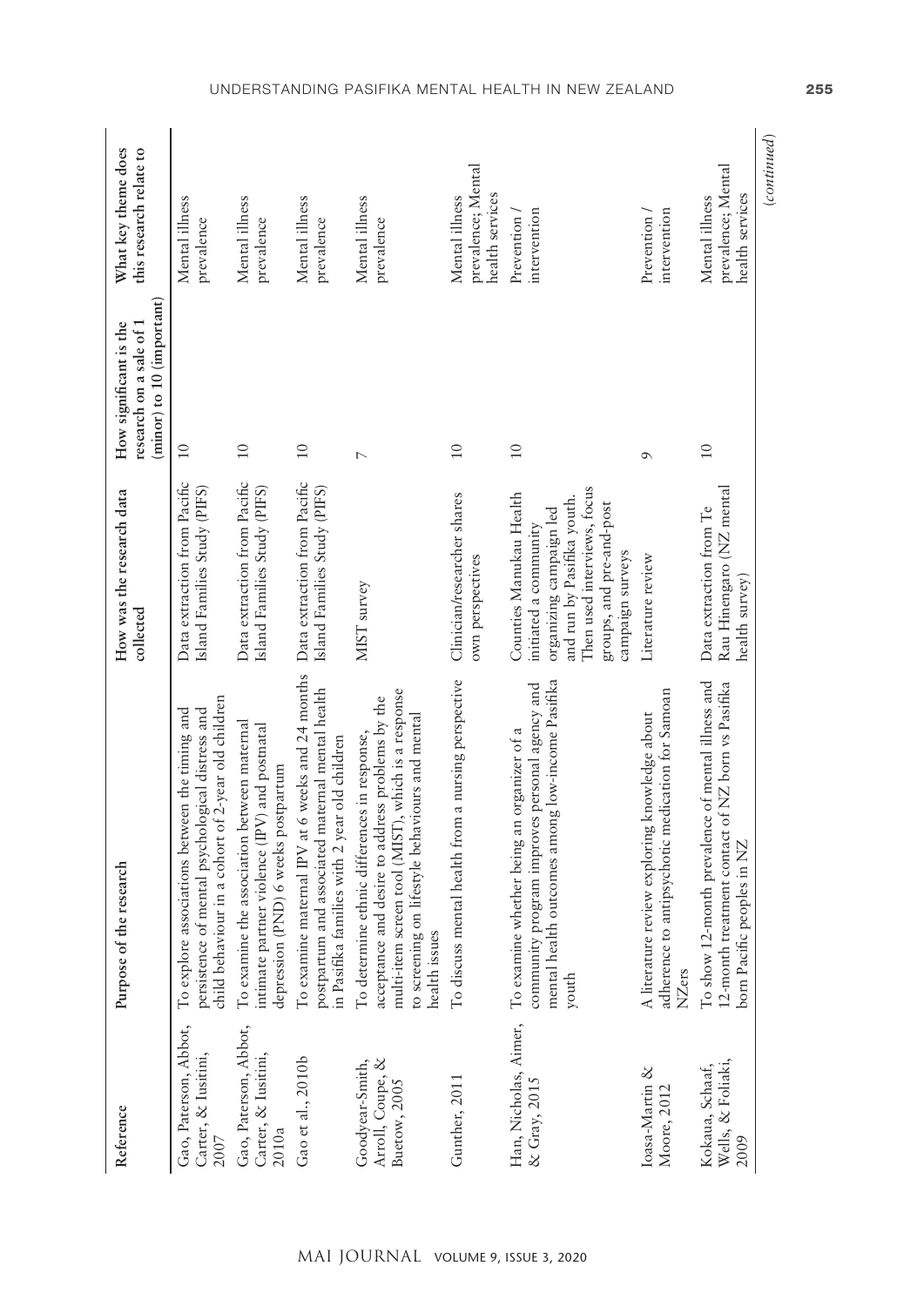| Reference | Purpose of the research | How was the research data collected | How significant is the research on a sale of 1 (minor) to 10 (important) | What key theme does this research relate to |
|---|---|---|---|---|
| Gao, Paterson, Abbot, Carter, & Iusitini, 2007 | To explore associations between the timing and persistence of mental psychological distress and child behaviour in a cohort of 2-year old children | Data extraction from Pacific Island Families Study (PIFS) | 10 | Mental illness prevalence |
| Gao, Paterson, Abbot, Carter, & Iusitini, 2010a | To examine the association between maternal intimate partner violence (IPV) and postnatal depression (PND) 6 weeks postpartum | Data extraction from Pacific Island Families Study (PIFS) | 10 | Mental illness prevalence |
| Gao et al., 2010b | To examine maternal IPV at 6 weeks and 24 months postpartum and associated maternal mental health in Pasifika families with 2 year old children | Data extraction from Pacific Island Families Study (PIFS) | 10 | Mental illness prevalence |
| Goodyear-Smith, Arroll, Coupe, & Buetow, 2005 | To determine ethnic differences in response, acceptance and desire to address problems by the multi-item screen tool (MIST), which is a response to screening on lifestyle behaviours and mental health issues | MIST survey | 7 | Mental illness prevalence |
| Gunther, 2011 | To discuss mental health from a nursing perspective | Clinician/researcher shares own perspectives | 10 | Mental illness prevalence; Mental health services |
| Han, Nicholas, Aimer, & Gray, 2015 | To examine whether being an organizer of a community program improves personal agency and mental health outcomes among low-income Pasifika youth | Counties Manukau Health initiated a community organizing campaign led and run by Pasifika youth. Then used interviews, focus groups, and pre-and-post campaign surveys | 10 | Prevention / intervention |
| Ioasa-Martin & Moore, 2012 | A literature review exploring knowledge about adherence to antipsychotic medication for Samoan NZers | Literature review | 9 | Prevention / intervention |
| Kokaua, Schaaf, Wells, & Foliaki, 2009 | To show 12-month prevalence of mental illness and 12-month treatment contact of NZ born vs Pasifika born Pacific peoples in NZ | Data extraction from Te Rau Hinengaro (NZ mental health survey) | 10 | Mental illness prevalence; Mental health services |

(continued)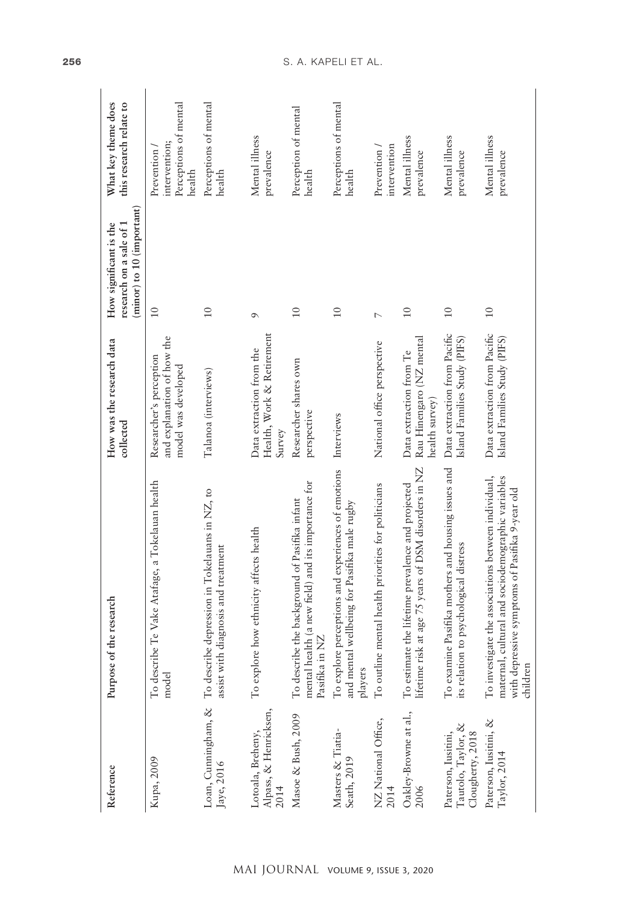| Reference | Purpose of the research | How was the research data collected | How significant is the research on a sale of 1 (minor) to 10 (important) | What key theme does this research relate to |
|---|---|---|---|---|
| Kupa, 2009 | To describe Te Vake Atafage, a Tokelauan health model | Researcher's perception and explanation of how the model was developed | 10 | Prevention / intervention; Perceptions of mental health |
| Loan, Cunningham, & Jaye, 2016 | To describe depression in Tokelauans in NZ, to assist with diagnosis and treatment | Talanoa (interviews) | 10 | Perceptions of mental health |
| Lotoala, Breheny, Alpass, & Henricksen, 2014 | To explore how ethnicity affects health | Data extraction from the Health, Work & Retirement Survey | 9 | Mental illness prevalence |
| Masoe & Bush, 2009 | To describe the background of Pasifika infant mental health (a new field) and its importance for Pasifika in NZ | Researcher shares own perspective | 10 | Perception of mental health |
| Masters & Tiatia-Seath, 2019 | To explore perceptions and experiences of emotions and mental wellbeing for Pasifika male rugby players | Interviews | 10 | Perceptions of mental health |
| NZ National Office, 2014 | To outline mental health priorities for politicians | National office perspective | 7 | Prevention / intervention |
| Oakley-Browne at al., 2006 | To estimate the lifetime prevalence and projected lifetime risk at age 75 years of DSM disorders in NZ | Data extraction from Te Rau Hinengaro (NZ mental health survey) | 10 | Mental illness prevalence |
| Paterson, Iusitini, Tautolo, Taylor, & Clougherty, 2018 | To examine Pasifika mothers and housing issues and its relation to psychological distress | Data extraction from Pacific Island Families Study (PIFS) | 10 | Mental illness prevalence |
| Paterson, Iusitini, & Taylor, 2014 | To investigate the associations between individual, maternal, cultural and sociodemographic variables with depressive symptoms of Pasifika 9-year old children | Data extraction from Pacific Island Families Study (PIFS) | 10 | Mental illness prevalence |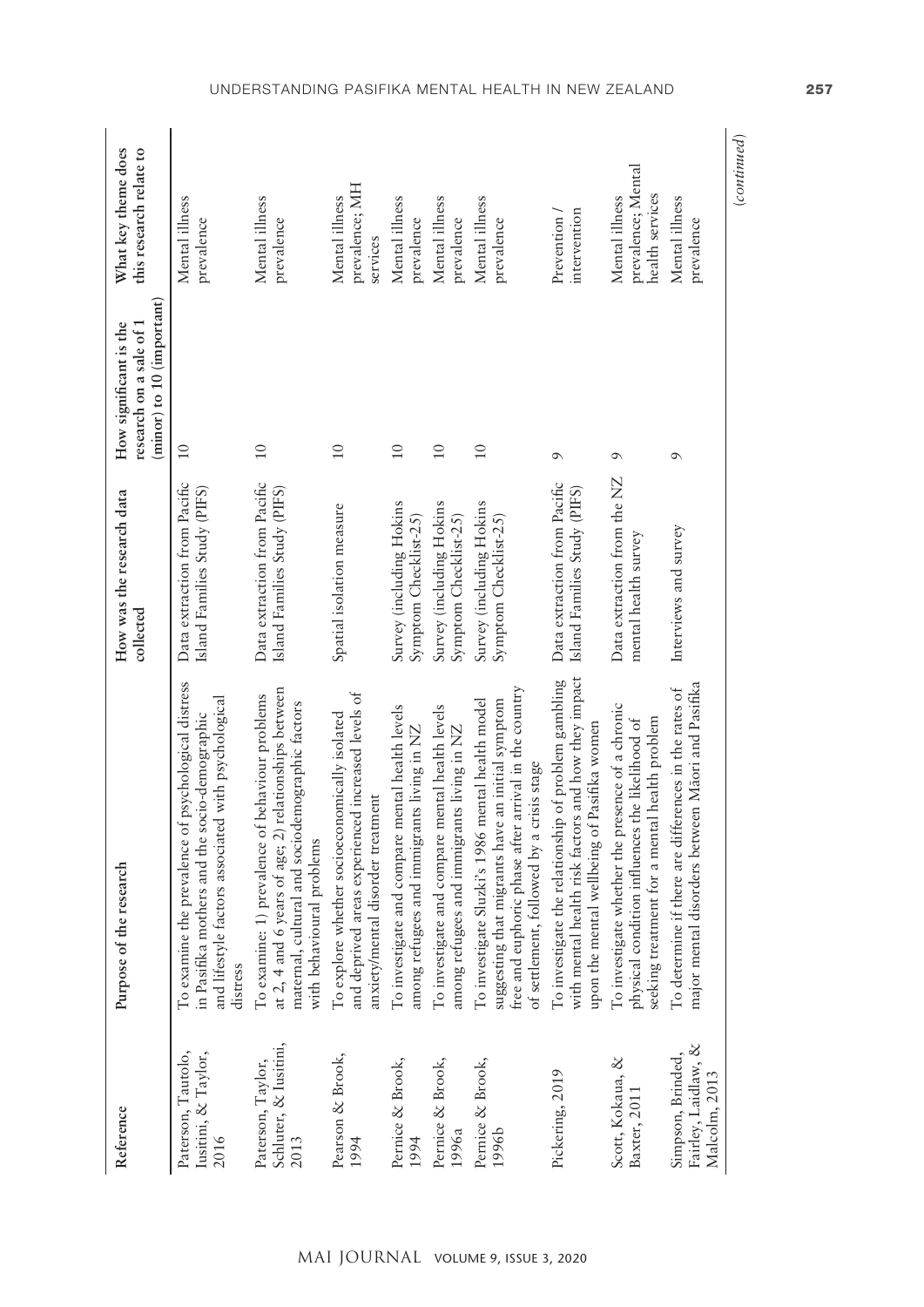| Reference | Purpose of the research | How was the research data collected | How significant is the research on a sale of 1 (minor) to 10 (important) | What key theme does this research relate to |
|---|---|---|---|---|
| Paterson, Tautolo, Iusitini, & Taylor, 2016 | To examine the prevalence of psychological distress in Pasifika mothers and the socio-demographic and lifestyle factors associated with psychological distress | Data extraction from Pacific Island Families Study (PIFS) | 10 | Mental illness prevalence |
| Paterson, Taylor, Schluter, & Iusitini, 2013 | To examine: 1) prevalence of behaviour problems at 2, 4 and 6 years of age; 2) relationships between maternal, cultural and sociodemographic factors with behavioural problems | Data extraction from Pacific Island Families Study (PIFS) | 10 | Mental illness prevalence |
| Pearson & Brook, 1994 | To explore whether socioeconomically isolated and deprived areas experienced increased levels of anxiety/mental disorder treatment | Spatial isolation measure | 10 | Mental illness prevalence; MH services |
| Pernice & Brook, 1994 | To investigate and compare mental health levels among refugees and immigrants living in NZ | Survey (including Hokins Symptom Checklist-25) | 10 | Mental illness prevalence |
| Pernice & Brook, 1996a | To investigate and compare mental health levels among refugees and immigrants living in NZ | Survey (including Hokins Symptom Checklist-25) | 10 | Mental illness prevalence |
| Pernice & Brook, 1996b | To investigate Sluzki's 1986 mental health model suggesting that migrants have an initial symptom free and euphoric phase after arrival in the country of settlement, followed by a crisis stage | Survey (including Hokins Symptom Checklist-25) | 10 | Mental illness prevalence |
| Pickering, 2019 | To investigate the relationship of problem gambling with mental health risk factors and how they impact upon the mental wellbeing of Pasifika women | Data extraction from Pacific Island Families Study (PIFS) | 9 | Prevention / intervention |
| Scott, Kokaua, & Baxter, 2011 | To investigate whether the presence of a chronic physical condition influences the likelihood of seeking treatment for a mental health problem | Data extraction from the NZ mental health survey | 9 | Mental illness prevalence; Mental health services |
| Simpson, Brinded, Fairley, Laidlaw, & Malcolm, 2013 | To determine if there are differences in the rates of major mental disorders between Māori and Pasifika | Interviews and survey | 9 | Mental illness prevalence |

(*continued*)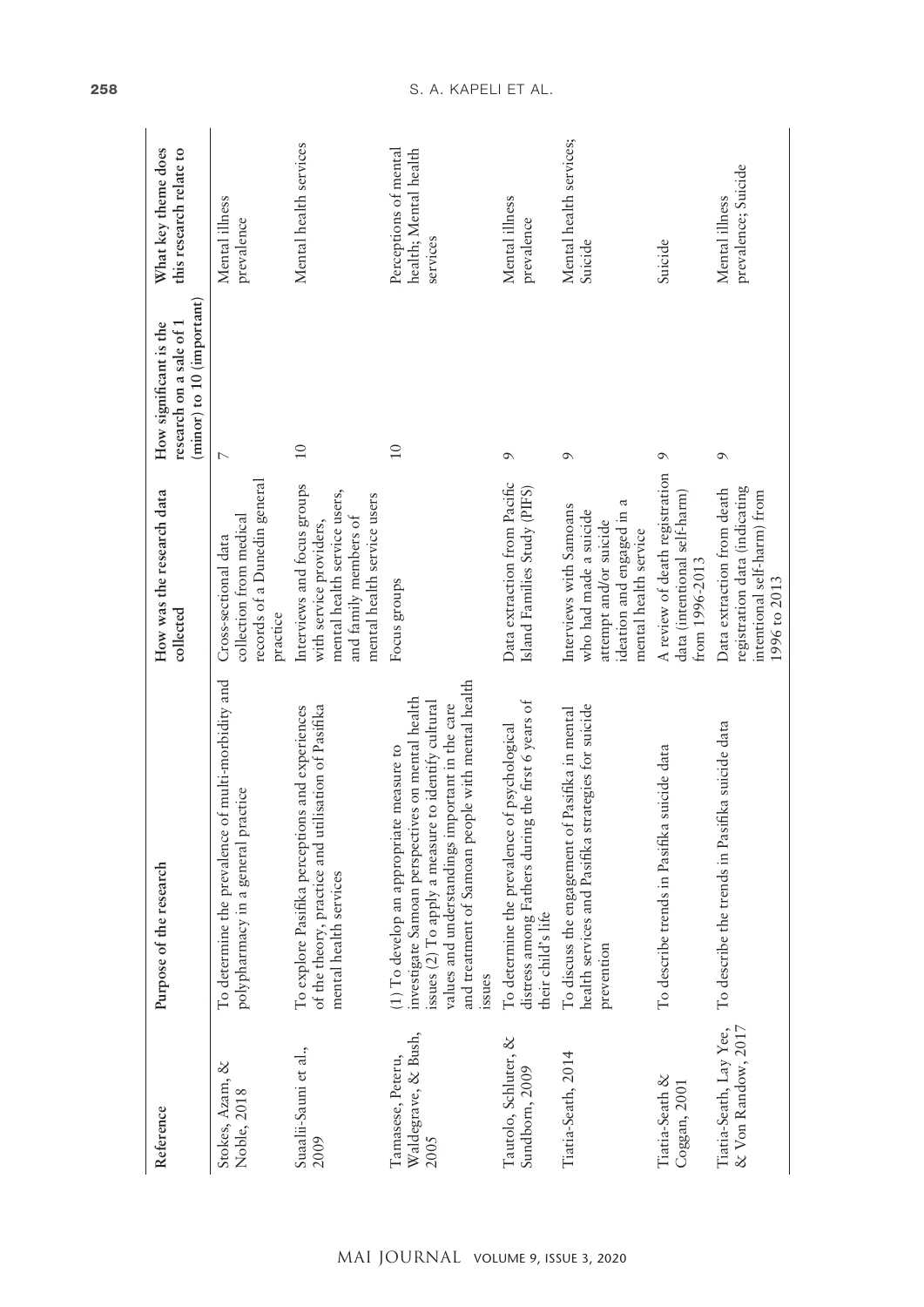| Reference | Purpose of the research | How was the research data collected | How significant is the research on a sale of 1 (minor) to 10 (important) | What key theme does this research relate to |
|---|---|---|---|---|
| Stokes, Azam, & Noble, 2018 | To determine the prevalence of multi-morbidity and polypharmacy in a general practice | Cross-sectional data collection from medical records of a Dunedin general practice | 7 | Mental illness prevalence |
| Suaalii-Sauni et al., 2009 | To explore Pasifika perceptions and experiences of the theory, practice and utilisation of Pasifika mental health services | Interviews and focus groups with service providers, mental health service users, and family members of mental health service users | 10 | Mental health services |
| Tamasese, Peteru, Waldegrave, & Bush, 2005 | (1) To develop an appropriate measure to investigate Samoan perspectives on mental health issues (2) To apply a measure to identify cultural values and understandings important in the care and treatment of Samoan people with mental health issues | Focus groups | 10 | Perceptions of mental health; Mental health services |
| Tautolo, Schluter, & Sundborn, 2009 | To determine the prevalence of psychological distress among Fathers during the first 6 years of their child's life | Data extraction from Pacific Island Families Study (PIFS) | 9 | Mental illness prevalence |
| Tiatia-Seath, 2014 | To discuss the engagement of Pasifika in mental health services and Pasifika strategies for suicide prevention | Interviews with Samoans who had made a suicide attempt and/or suicide ideation and engaged in a mental health service | 9 | Mental health services; Suicide |
| Tiatia-Seath & Coggan, 2001 | To describe trends in Pasifika suicide data | A review of death registration data (intentional self-harm) from 1996-2013 | 9 | Suicide |
| Tiatia-Seath, Lay Yee, & Von Randow, 2017 | To describe the trends in Pasifika suicide data | Data extraction from death registration data (indicating intentional self-harm) from 1996 to 2013 | 9 | Mental illness prevalence; Suicide |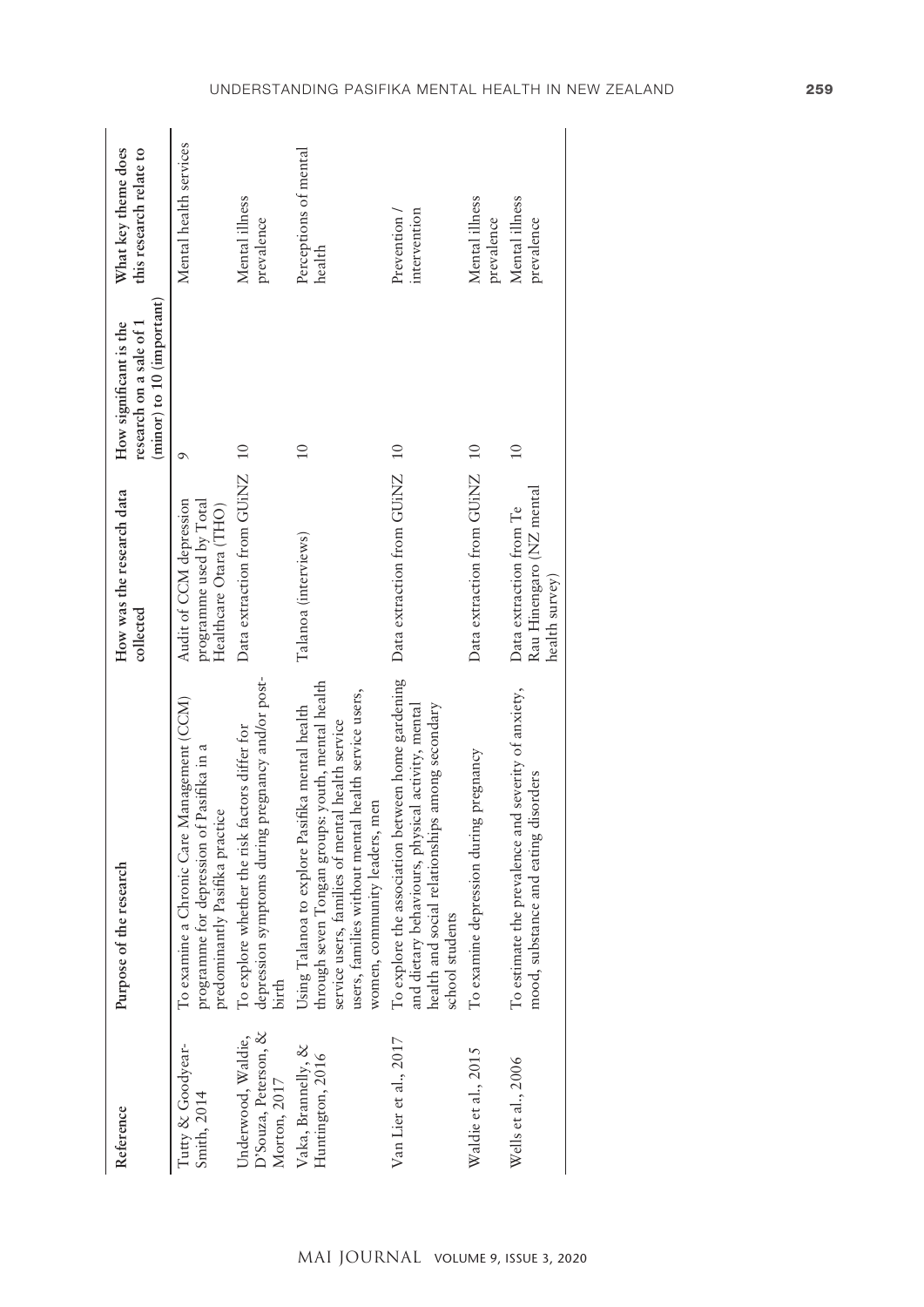| Reference | Purpose of the research | How was the research data collected | How significant is the research on a sale of 1 (minor) to 10 (important) | What key theme does this research relate to |
|---|---|---|---|---|
| Tutty & Goodyear-Smith, 2014 | To examine a Chronic Care Management (CCM) programme for depression of Pasifika in a predominantly Pasifika practice | Audit of CCM depression programme used by Total Healthcare Otara (THO) | 9 | Mental health services |
| Underwood, Waldie, D'Souza, Peterson, & Morton, 2017 | To explore whether the risk factors differ for depression symptoms during pregnancy and/or post-birth | Data extraction from GUiNZ | 10 | Mental illness prevalence |
| Vaka, Brannelly, & Huntington, 2016 | Using Talanoa to explore Pasifika mental health through seven Tongan groups: youth, mental health service users, families of mental health service users, families without mental health service users, women, community leaders, men | Talanoa (interviews) | 10 | Perceptions of mental health |
| Van Lier et al., 2017 | To explore the association between home gardening and dietary behaviours, physical activity, mental health and social relationships among secondary school students | Data extraction from GUiNZ | 10 | Prevention / intervention |
| Waldie et al., 2015 | To examine depression during pregnancy | Data extraction from GUiNZ | 10 | Mental illness prevalence |
| Wells et al., 2006 | To estimate the prevalence and severity of anxiety, mood, substance and eating disorders | Data extraction from Te Rau Hinengaro (NZ mental health survey) | 10 | Mental illness prevalence |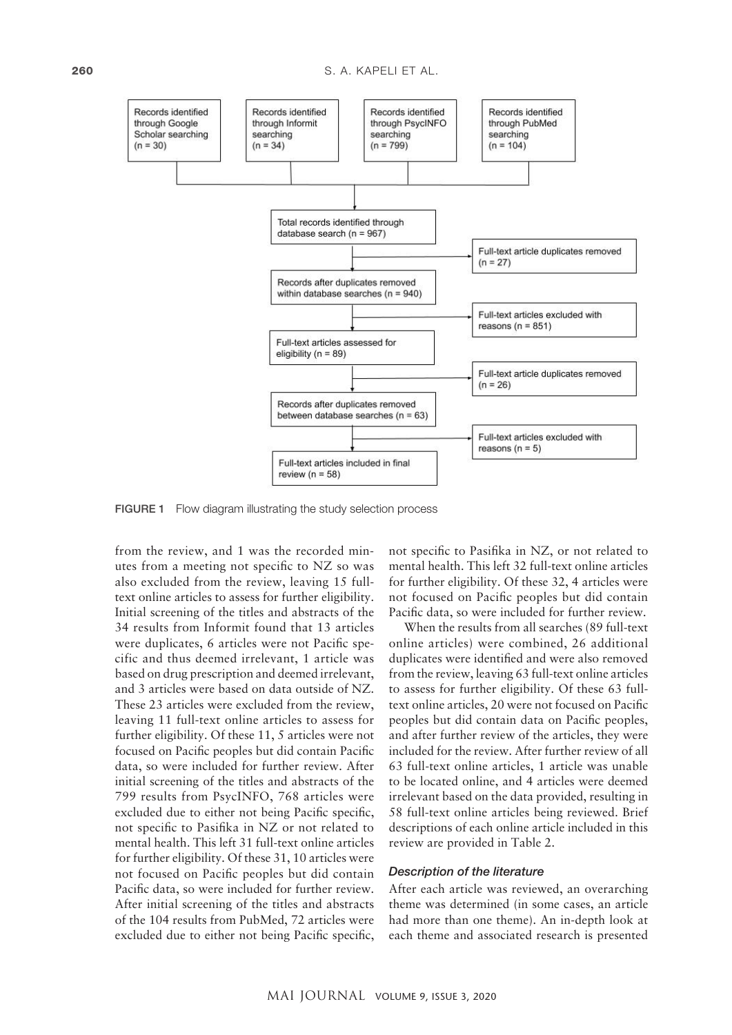Records identified through Google Scholar searching (n = 30)

Records identified through Informit searching (n = 34)

Records identified through PsycINFO searching (n = 799)

Records identified through PubMed searching (n = 104)

Total records identified through database search (n = 967)

Full-text article duplicates removed (n = 27)

Records after duplicates removed within database searches (n = 940)

Full-text articles excluded with reasons (n = 851)

Full-text articles assessed for eligibility (n = 89)

Full-text article duplicates removed (n = 26)

Records after duplicates removed between database searches (n = 63)

Full-text articles excluded with reasons (n = 5)

Full-text articles included in final review (n = 58)

**FIGURE 1** Flow diagram illustrating the study selection process

from the review, and 1 was the recorded minutes from a meeting not specific to NZ so was also excluded from the review, leaving 15 full-text online articles to assess for further eligibility. Initial screening of the titles and abstracts of the 34 results from Informit found that 13 articles were duplicates, 6 articles were not Pacific specific and thus deemed irrelevant, 1 article was based on drug prescription and deemed irrelevant, and 3 articles were based on data outside of NZ. These 23 articles were excluded from the review, leaving 11 full-text online articles to assess for further eligibility. Of these 11, 5 articles were not focused on Pacific peoples but did contain Pacific data, so were included for further review. After initial screening of the titles and abstracts of the 799 results from PsycINFO, 768 articles were excluded due to either not being Pacific specific, not specific to Pasifika in NZ or not related to mental health. This left 31 full-text online articles for further eligibility. Of these 31, 10 articles were not focused on Pacific peoples but did contain Pacific data, so were included for further review. After initial screening of the titles and abstracts of the 104 results from PubMed, 72 articles were excluded due to either not being Pacific specific, not specific to Pasifika in NZ, or not related to mental health. This left 32 full-text online articles for further eligibility. Of these 32, 4 articles were not focused on Pacific peoples but did contain Pacific data, so were included for further review.

When the results from all searches (89 full-text online articles) were combined, 26 additional duplicates were identified and were also removed from the review, leaving 63 full-text online articles to assess for further eligibility. Of these 63 full-text online articles, 20 were not focused on Pacific peoples but did contain data on Pacific peoples, and after further review of the articles, they were included for the review. After further review of all 63 full-text online articles, 1 article was unable to be located online, and 4 articles were deemed irrelevant based on the data provided, resulting in 58 full-text online articles being reviewed. Brief descriptions of each online article included in this review are provided in Table 2.

### *Description of the literature*

After each article was reviewed, an overarching theme was determined (in some cases, an article had more than one theme). An in-depth look at each theme and associated research is presented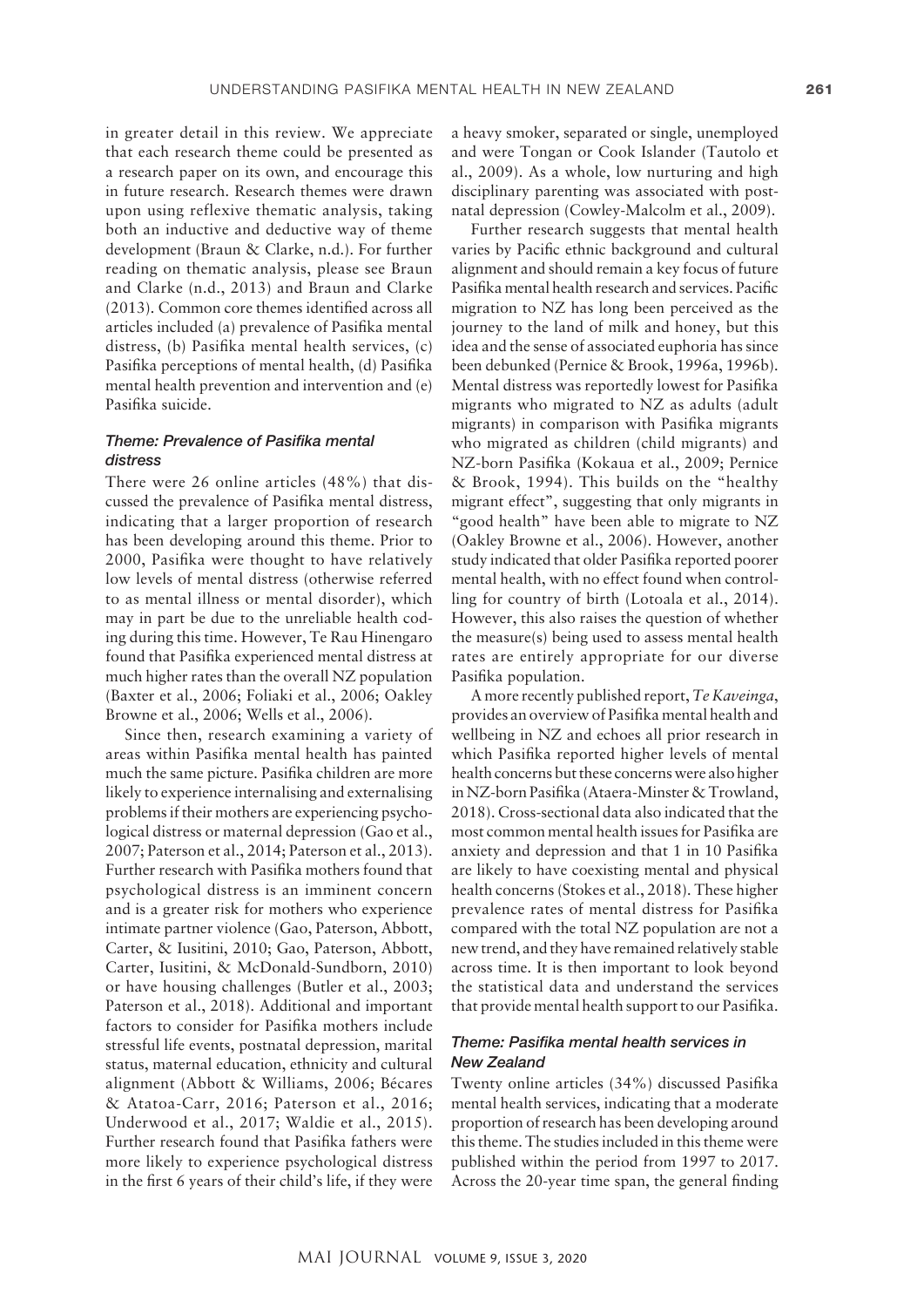in greater detail in this review. We appreciate that each research theme could be presented as a research paper on its own, and encourage this in future research. Research themes were drawn upon using reflexive thematic analysis, taking both an inductive and deductive way of theme development (Braun & Clarke, n.d.). For further reading on thematic analysis, please see Braun and Clarke (n.d., 2013) and Braun and Clarke (2013). Common core themes identified across all articles included (a) prevalence of Pasifika mental distress, (b) Pasifika mental health services, (c) Pasifika perceptions of mental health, (d) Pasifika mental health prevention and intervention and (e) Pasifika suicide.

### *Theme: Prevalence of Pasifika mental distress*

There were 26 online articles (48%) that discussed the prevalence of Pasifika mental distress, indicating that a larger proportion of research has been developing around this theme. Prior to 2000, Pasifika were thought to have relatively low levels of mental distress (otherwise referred to as mental illness or mental disorder), which may in part be due to the unreliable health coding during this time. However, Te Rau Hinengaro found that Pasifika experienced mental distress at much higher rates than the overall NZ population (Baxter et al., 2006; Foliaki et al., 2006; Oakley Browne et al., 2006; Wells et al., 2006).

Since then, research examining a variety of areas within Pasifika mental health has painted much the same picture. Pasifika children are more likely to experience internalising and externalising problems if their mothers are experiencing psychological distress or maternal depression (Gao et al., 2007; Paterson et al., 2014; Paterson et al., 2013). Further research with Pasifika mothers found that psychological distress is an imminent concern and is a greater risk for mothers who experience intimate partner violence (Gao, Paterson, Abbott, Carter, & Iusitini, 2010; Gao, Paterson, Abbott, Carter, Iusitini, & McDonald-Sundborn, 2010) or have housing challenges (Butler et al., 2003; Paterson et al., 2018). Additional and important factors to consider for Pasifika mothers include stressful life events, postnatal depression, marital status, maternal education, ethnicity and cultural alignment (Abbott & Williams, 2006; Bécares & Atatoa-Carr, 2016; Paterson et al., 2016; Underwood et al., 2017; Waldie et al., 2015). Further research found that Pasifika fathers were more likely to experience psychological distress in the first 6 years of their child's life, if they were a heavy smoker, separated or single, unemployed and were Tongan or Cook Islander (Tautolo et al., 2009). As a whole, low nurturing and high disciplinary parenting was associated with postnatal depression (Cowley-Malcolm et al., 2009).

Further research suggests that mental health varies by Pacific ethnic background and cultural alignment and should remain a key focus of future Pasifika mental health research and services. Pacific migration to NZ has long been perceived as the journey to the land of milk and honey, but this idea and the sense of associated euphoria has since been debunked (Pernice & Brook, 1996a, 1996b). Mental distress was reportedly lowest for Pasifika migrants who migrated to NZ as adults (adult migrants) in comparison with Pasifika migrants who migrated as children (child migrants) and NZ-born Pasifika (Kokaua et al., 2009; Pernice & Brook, 1994). This builds on the "healthy migrant effect", suggesting that only migrants in "good health" have been able to migrate to NZ (Oakley Browne et al., 2006). However, another study indicated that older Pasifika reported poorer mental health, with no effect found when controlling for country of birth (Lotoala et al., 2014). However, this also raises the question of whether the measure(s) being used to assess mental health rates are entirely appropriate for our diverse Pasifika population.

A more recently published report, *Te Kaveinga*, provides an overview of Pasifika mental health and wellbeing in NZ and echoes all prior research in which Pasifika reported higher levels of mental health concerns but these concerns were also higher in NZ-born Pasifika (Ataera-Minster & Trowland, 2018). Cross-sectional data also indicated that the most common mental health issues for Pasifika are anxiety and depression and that 1 in 10 Pasifika are likely to have coexisting mental and physical health concerns (Stokes et al., 2018). These higher prevalence rates of mental distress for Pasifika compared with the total NZ population are not a new trend, and they have remained relatively stable across time. It is then important to look beyond the statistical data and understand the services that provide mental health support to our Pasifika.

### *Theme: Pasifika mental health services in New Zealand*

Twenty online articles (34%) discussed Pasifika mental health services, indicating that a moderate proportion of research has been developing around this theme. The studies included in this theme were published within the period from 1997 to 2017. Across the 20-year time span, the general finding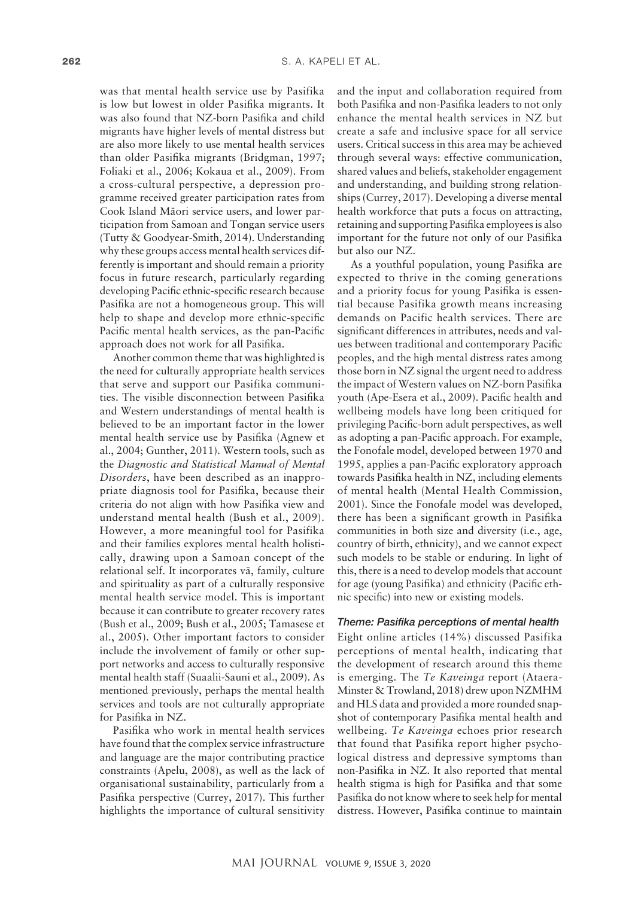was that mental health service use by Pasifika is low but lowest in older Pasifika migrants. It was also found that NZ-born Pasifika and child migrants have higher levels of mental distress but are also more likely to use mental health services than older Pasifika migrants (Bridgman, 1997; Foliaki et al., 2006; Kokaua et al., 2009). From a cross-cultural perspective, a depression programme received greater participation rates from Cook Island Māori service users, and lower participation from Samoan and Tongan service users (Tutty & Goodyear-Smith, 2014). Understanding why these groups access mental health services differently is important and should remain a priority focus in future research, particularly regarding developing Pacific ethnic-specific research because Pasifika are not a homogeneous group. This will help to shape and develop more ethnic-specific Pacific mental health services, as the pan-Pacific approach does not work for all Pasifika.

Another common theme that was highlighted is the need for culturally appropriate health services that serve and support our Pasifika communities. The visible disconnection between Pasifika and Western understandings of mental health is believed to be an important factor in the lower mental health service use by Pasifika (Agnew et al., 2004; Gunther, 2011). Western tools, such as the *Diagnostic and Statistical Manual of Mental Disorders*, have been described as an inappropriate diagnosis tool for Pasifika, because their criteria do not align with how Pasifika view and understand mental health (Bush et al., 2009). However, a more meaningful tool for Pasifika and their families explores mental health holistically, drawing upon a Samoan concept of the relational self. It incorporates vā, family, culture and spirituality as part of a culturally responsive mental health service model. This is important because it can contribute to greater recovery rates (Bush et al., 2009; Bush et al., 2005; Tamasese et al., 2005). Other important factors to consider include the involvement of family or other support networks and access to culturally responsive mental health staff (Suaalii-Sauni et al., 2009). As mentioned previously, perhaps the mental health services and tools are not culturally appropriate for Pasifika in NZ.

Pasifika who work in mental health services have found that the complex service infrastructure and language are the major contributing practice constraints (Apelu, 2008), as well as the lack of organisational sustainability, particularly from a Pasifika perspective (Currey, 2017). This further highlights the importance of cultural sensitivity and the input and collaboration required from both Pasifika and non-Pasifika leaders to not only enhance the mental health services in NZ but create a safe and inclusive space for all service users. Critical success in this area may be achieved through several ways: effective communication, shared values and beliefs, stakeholder engagement and understanding, and building strong relationships (Currey, 2017). Developing a diverse mental health workforce that puts a focus on attracting, retaining and supporting Pasifika employees is also important for the future not only of our Pasifika but also our NZ.

As a youthful population, young Pasifika are expected to thrive in the coming generations and a priority focus for young Pasifika is essential because Pasifika growth means increasing demands on Pacific health services. There are significant differences in attributes, needs and values between traditional and contemporary Pacific peoples, and the high mental distress rates among those born in NZ signal the urgent need to address the impact of Western values on NZ-born Pasifika youth (Ape-Esera et al., 2009). Pacific health and wellbeing models have long been critiqued for privileging Pacific-born adult perspectives, as well as adopting a pan-Pacific approach. For example, the Fonofale model, developed between 1970 and 1995, applies a pan-Pacific exploratory approach towards Pasifika health in NZ, including elements of mental health (Mental Health Commission, 2001). Since the Fonofale model was developed, there has been a significant growth in Pasifika communities in both size and diversity (i.e., age, country of birth, ethnicity), and we cannot expect such models to be stable or enduring. In light of this, there is a need to develop models that account for age (young Pasifika) and ethnicity (Pacific ethnic specific) into new or existing models.

### *Theme: Pasifika perceptions of mental health*

Eight online articles (14%) discussed Pasifika perceptions of mental health, indicating that the development of research around this theme is emerging. The *Te Kaveinga* report (Ataera-Minster & Trowland, 2018) drew upon NZMHM and HLS data and provided a more rounded snapshot of contemporary Pasifika mental health and wellbeing. *Te Kaveinga* echoes prior research that found that Pasifika report higher psychological distress and depressive symptoms than non-Pasifika in NZ. It also reported that mental health stigma is high for Pasifika and that some Pasifika do not know where to seek help for mental distress. However, Pasifika continue to maintain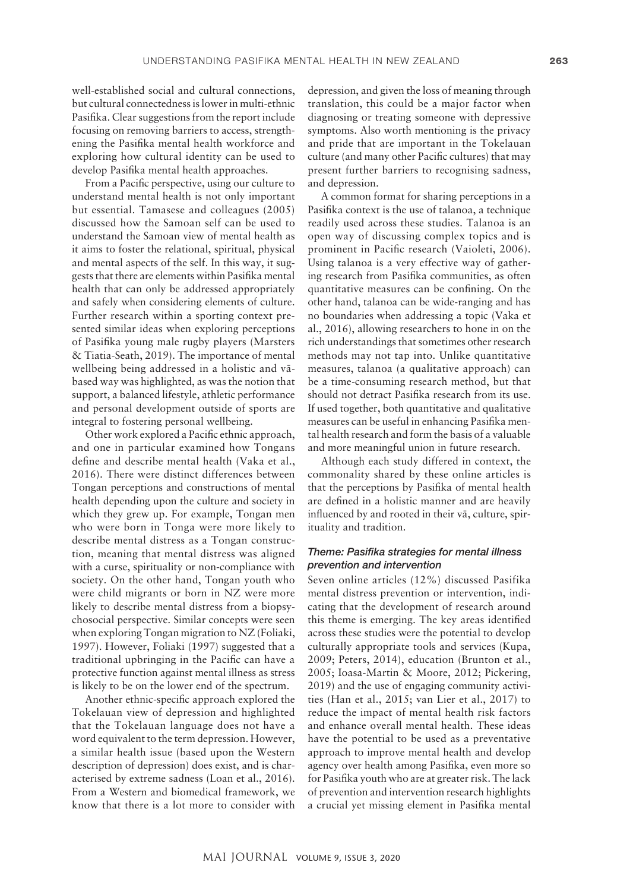well-established social and cultural connections, but cultural connectedness is lower in multi-ethnic Pasifika. Clear suggestions from the report include focusing on removing barriers to access, strengthening the Pasifika mental health workforce and exploring how cultural identity can be used to develop Pasifika mental health approaches.

From a Pacific perspective, using our culture to understand mental health is not only important but essential. Tamasese and colleagues (2005) discussed how the Samoan self can be used to understand the Samoan view of mental health as it aims to foster the relational, spiritual, physical and mental aspects of the self. In this way, it suggests that there are elements within Pasifika mental health that can only be addressed appropriately and safely when considering elements of culture. Further research within a sporting context presented similar ideas when exploring perceptions of Pasifika young male rugby players (Marsters & Tiatia-Seath, 2019). The importance of mental wellbeing being addressed in a holistic and vā-based way was highlighted, as was the notion that support, a balanced lifestyle, athletic performance and personal development outside of sports are integral to fostering personal wellbeing.

Other work explored a Pacific ethnic approach, and one in particular examined how Tongans define and describe mental health (Vaka et al., 2016). There were distinct differences between Tongan perceptions and constructions of mental health depending upon the culture and society in which they grew up. For example, Tongan men who were born in Tonga were more likely to describe mental distress as a Tongan construction, meaning that mental distress was aligned with a curse, spirituality or non-compliance with society. On the other hand, Tongan youth who were child migrants or born in NZ were more likely to describe mental distress from a biopsychosocial perspective. Similar concepts were seen when exploring Tongan migration to NZ (Foliaki, 1997). However, Foliaki (1997) suggested that a traditional upbringing in the Pacific can have a protective function against mental illness as stress is likely to be on the lower end of the spectrum.

Another ethnic-specific approach explored the Tokelauan view of depression and highlighted that the Tokelauan language does not have a word equivalent to the term depression. However, a similar health issue (based upon the Western description of depression) does exist, and is characterised by extreme sadness (Loan et al., 2016). From a Western and biomedical framework, we know that there is a lot more to consider with depression, and given the loss of meaning through translation, this could be a major factor when diagnosing or treating someone with depressive symptoms. Also worth mentioning is the privacy and pride that are important in the Tokelauan culture (and many other Pacific cultures) that may present further barriers to recognising sadness, and depression.

A common format for sharing perceptions in a Pasifika context is the use of talanoa, a technique readily used across these studies. Talanoa is an open way of discussing complex topics and is prominent in Pacific research (Vaioleti, 2006). Using talanoa is a very effective way of gathering research from Pasifika communities, as often quantitative measures can be confining. On the other hand, talanoa can be wide-ranging and has no boundaries when addressing a topic (Vaka et al., 2016), allowing researchers to hone in on the rich understandings that sometimes other research methods may not tap into. Unlike quantitative measures, talanoa (a qualitative approach) can be a time-consuming research method, but that should not detract Pasifika research from its use. If used together, both quantitative and qualitative measures can be useful in enhancing Pasifika mental health research and form the basis of a valuable and more meaningful union in future research.

Although each study differed in context, the commonality shared by these online articles is that the perceptions by Pasifika of mental health are defined in a holistic manner and are heavily influenced by and rooted in their vā, culture, spirituality and tradition.

#### *Theme: Pasifika strategies for mental illness prevention and intervention*

Seven online articles (12%) discussed Pasifika mental distress prevention or intervention, indicating that the development of research around this theme is emerging. The key areas identified across these studies were the potential to develop culturally appropriate tools and services (Kupa, 2009; Peters, 2014), education (Brunton et al., 2005; Ioasa-Martin & Moore, 2012; Pickering, 2019) and the use of engaging community activities (Han et al., 2015; van Lier et al., 2017) to reduce the impact of mental health risk factors and enhance overall mental health. These ideas have the potential to be used as a preventative approach to improve mental health and develop agency over health among Pasifika, even more so for Pasifika youth who are at greater risk. The lack of prevention and intervention research highlights a crucial yet missing element in Pasifika mental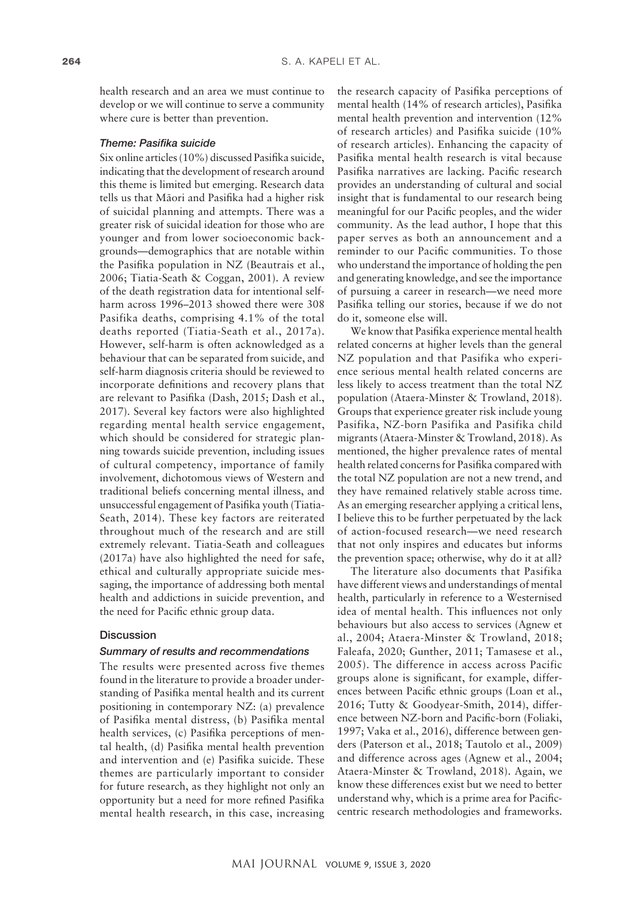health research and an area we must continue to develop or we will continue to serve a community where cure is better than prevention.

### *Theme: Pasifika suicide*

Six online articles (10%) discussed Pasifika suicide, indicating that the development of research around this theme is limited but emerging. Research data tells us that Māori and Pasifika had a higher risk of suicidal planning and attempts. There was a greater risk of suicidal ideation for those who are younger and from lower socioeconomic backgrounds—demographics that are notable within the Pasifika population in NZ (Beautrais et al., 2006; Tiatia-Seath & Coggan, 2001). A review of the death registration data for intentional self-harm across 1996–2013 showed there were 308 Pasifika deaths, comprising 4.1% of the total deaths reported (Tiatia-Seath et al., 2017a). However, self-harm is often acknowledged as a behaviour that can be separated from suicide, and self-harm diagnosis criteria should be reviewed to incorporate definitions and recovery plans that are relevant to Pasifika (Dash, 2015; Dash et al., 2017). Several key factors were also highlighted regarding mental health service engagement, which should be considered for strategic planning towards suicide prevention, including issues of cultural competency, importance of family involvement, dichotomous views of Western and traditional beliefs concerning mental illness, and unsuccessful engagement of Pasifika youth (Tiatia-Seath, 2014). These key factors are reiterated throughout much of the research and are still extremely relevant. Tiatia-Seath and colleagues (2017a) have also highlighted the need for safe, ethical and culturally appropriate suicide messaging, the importance of addressing both mental health and addictions in suicide prevention, and the need for Pacific ethnic group data.

## Discussion

### *Summary of results and recommendations*

The results were presented across five themes found in the literature to provide a broader understanding of Pasifika mental health and its current positioning in contemporary NZ: (a) prevalence of Pasifika mental distress, (b) Pasifika mental health services, (c) Pasifika perceptions of mental health, (d) Pasifika mental health prevention and intervention and (e) Pasifika suicide. These themes are particularly important to consider for future research, as they highlight not only an opportunity but a need for more refined Pasifika mental health research, in this case, increasing the research capacity of Pasifika perceptions of mental health (14% of research articles), Pasifika mental health prevention and intervention (12% of research articles) and Pasifika suicide (10% of research articles). Enhancing the capacity of Pasifika mental health research is vital because Pasifika narratives are lacking. Pacific research provides an understanding of cultural and social insight that is fundamental to our research being meaningful for our Pacific peoples, and the wider community. As the lead author, I hope that this paper serves as both an announcement and a reminder to our Pacific communities. To those who understand the importance of holding the pen and generating knowledge, and see the importance of pursuing a career in research—we need more Pasifika telling our stories, because if we do not do it, someone else will.

We know that Pasifika experience mental health related concerns at higher levels than the general NZ population and that Pasifika who experience serious mental health related concerns are less likely to access treatment than the total NZ population (Ataera-Minster & Trowland, 2018). Groups that experience greater risk include young Pasifika, NZ-born Pasifika and Pasifika child migrants (Ataera-Minster & Trowland, 2018). As mentioned, the higher prevalence rates of mental health related concerns for Pasifika compared with the total NZ population are not a new trend, and they have remained relatively stable across time. As an emerging researcher applying a critical lens, I believe this to be further perpetuated by the lack of action-focused research—we need research that not only inspires and educates but informs the prevention space; otherwise, why do it at all?

The literature also documents that Pasifika have different views and understandings of mental health, particularly in reference to a Westernised idea of mental health. This influences not only behaviours but also access to services (Agnew et al., 2004; Ataera-Minster & Trowland, 2018; Faleafa, 2020; Gunther, 2011; Tamasese et al., 2005). The difference in access across Pacific groups alone is significant, for example, differences between Pacific ethnic groups (Loan et al., 2016; Tutty & Goodyear-Smith, 2014), difference between NZ-born and Pacific-born (Foliaki, 1997; Vaka et al., 2016), difference between genders (Paterson et al., 2018; Tautolo et al., 2009) and difference across ages (Agnew et al., 2004; Ataera-Minster & Trowland, 2018). Again, we know these differences exist but we need to better understand why, which is a prime area for Pacific-centric research methodologies and frameworks.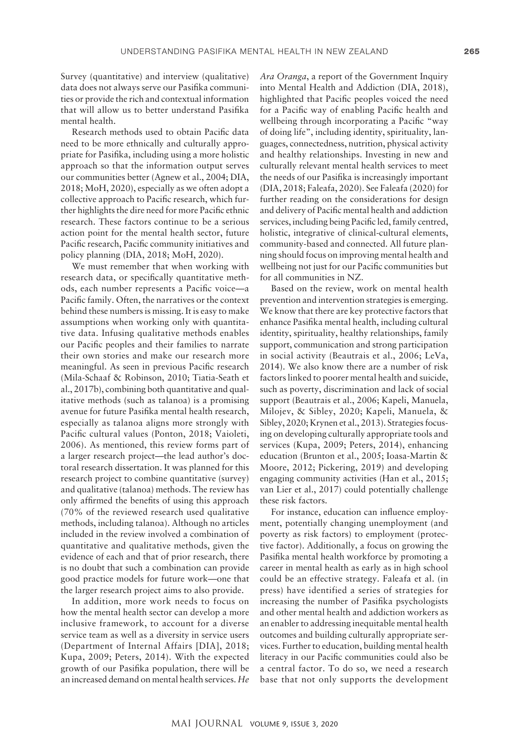Survey (quantitative) and interview (qualitative) data does not always serve our Pasifika communities or provide the rich and contextual information that will allow us to better understand Pasifika mental health.

Research methods used to obtain Pacific data need to be more ethnically and culturally appropriate for Pasifika, including using a more holistic approach so that the information output serves our communities better (Agnew et al., 2004; DIA, 2018; MoH, 2020), especially as we often adopt a collective approach to Pacific research, which further highlights the dire need for more Pacific ethnic research. These factors continue to be a serious action point for the mental health sector, future Pacific research, Pacific community initiatives and policy planning (DIA, 2018; MoH, 2020).

We must remember that when working with research data, or specifically quantitative methods, each number represents a Pacific voice—a Pacific family. Often, the narratives or the context behind these numbers is missing. It is easy to make assumptions when working only with quantitative data. Infusing qualitative methods enables our Pacific peoples and their families to narrate their own stories and make our research more meaningful. As seen in previous Pacific research (Mila-Schaaf & Robinson, 2010; Tiatia-Seath et al., 2017b), combining both quantitative and qualitative methods (such as talanoa) is a promising avenue for future Pasifika mental health research, especially as talanoa aligns more strongly with Pacific cultural values (Ponton, 2018; Vaioleti, 2006). As mentioned, this review forms part of a larger research project—the lead author's doctoral research dissertation. It was planned for this research project to combine quantitative (survey) and qualitative (talanoa) methods. The review has only affirmed the benefits of using this approach (70% of the reviewed research used qualitative methods, including talanoa). Although no articles included in the review involved a combination of quantitative and qualitative methods, given the evidence of each and that of prior research, there is no doubt that such a combination can provide good practice models for future work—one that the larger research project aims to also provide.

In addition, more work needs to focus on how the mental health sector can develop a more inclusive framework, to account for a diverse service team as well as a diversity in service users (Department of Internal Affairs [DIA], 2018; Kupa, 2009; Peters, 2014). With the expected growth of our Pasifika population, there will be an increased demand on mental health services. *He Ara Oranga*, a report of the Government Inquiry into Mental Health and Addiction (DIA, 2018), highlighted that Pacific peoples voiced the need for a Pacific way of enabling Pacific health and wellbeing through incorporating a Pacific "way of doing life", including identity, spirituality, languages, connectedness, nutrition, physical activity and healthy relationships. Investing in new and culturally relevant mental health services to meet the needs of our Pasifika is increasingly important (DIA, 2018; Faleafa, 2020). See Faleafa (2020) for further reading on the considerations for design and delivery of Pacific mental health and addiction services, including being Pacific led, family centred, holistic, integrative of clinical-cultural elements, community-based and connected. All future planning should focus on improving mental health and wellbeing not just for our Pacific communities but for all communities in NZ.

Based on the review, work on mental health prevention and intervention strategies is emerging. We know that there are key protective factors that enhance Pasifika mental health, including cultural identity, spirituality, healthy relationships, family support, communication and strong participation in social activity (Beautrais et al., 2006; LeVa, 2014). We also know there are a number of risk factors linked to poorer mental health and suicide, such as poverty, discrimination and lack of social support (Beautrais et al., 2006; Kapeli, Manuela, Milojev, & Sibley, 2020; Kapeli, Manuela, & Sibley, 2020; Krynen et al., 2013). Strategies focusing on developing culturally appropriate tools and services (Kupa, 2009; Peters, 2014), enhancing education (Brunton et al., 2005; Ioasa-Martin & Moore, 2012; Pickering, 2019) and developing engaging community activities (Han et al., 2015; van Lier et al., 2017) could potentially challenge these risk factors.

For instance, education can influence employment, potentially changing unemployment (and poverty as risk factors) to employment (protective factor). Additionally, a focus on growing the Pasifika mental health workforce by promoting a career in mental health as early as in high school could be an effective strategy. Faleafa et al. (in press) have identified a series of strategies for increasing the number of Pasifika psychologists and other mental health and addiction workers as an enabler to addressing inequitable mental health outcomes and building culturally appropriate services. Further to education, building mental health literacy in our Pacific communities could also be a central factor. To do so, we need a research base that not only supports the development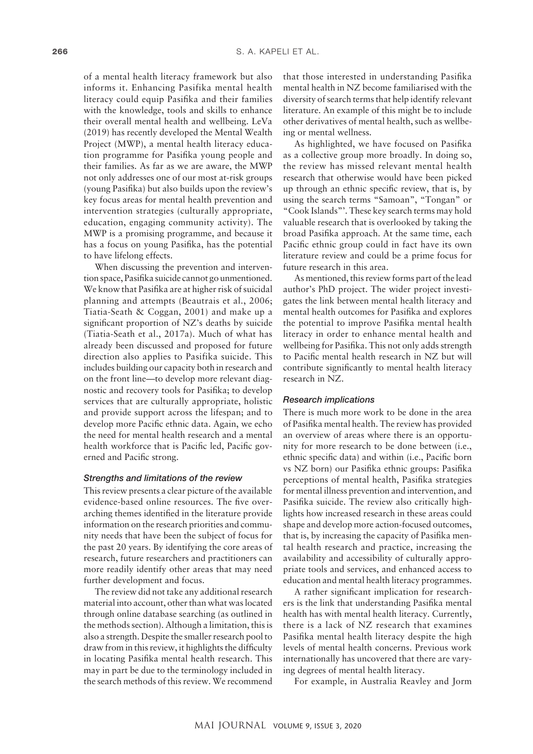of a mental health literacy framework but also informs it. Enhancing Pasifika mental health literacy could equip Pasifika and their families with the knowledge, tools and skills to enhance their overall mental health and wellbeing. LeVa (2019) has recently developed the Mental Wealth Project (MWP), a mental health literacy education programme for Pasifika young people and their families. As far as we are aware, the MWP not only addresses one of our most at-risk groups (young Pasifika) but also builds upon the review's key focus areas for mental health prevention and intervention strategies (culturally appropriate, education, engaging community activity). The MWP is a promising programme, and because it has a focus on young Pasifika, has the potential to have lifelong effects.

When discussing the prevention and intervention space, Pasifika suicide cannot go unmentioned. We know that Pasifika are at higher risk of suicidal planning and attempts (Beautrais et al., 2006; Tiatia-Seath & Coggan, 2001) and make up a significant proportion of NZ's deaths by suicide (Tiatia-Seath et al., 2017a). Much of what has already been discussed and proposed for future direction also applies to Pasifika suicide. This includes building our capacity both in research and on the front line—to develop more relevant diagnostic and recovery tools for Pasifika; to develop services that are culturally appropriate, holistic and provide support across the lifespan; and to develop more Pacific ethnic data. Again, we echo the need for mental health research and a mental health workforce that is Pacific led, Pacific governed and Pacific strong.

### *Strengths and limitations of the review*

This review presents a clear picture of the available evidence-based online resources. The five overarching themes identified in the literature provide information on the research priorities and community needs that have been the subject of focus for the past 20 years. By identifying the core areas of research, future researchers and practitioners can more readily identify other areas that may need further development and focus.

The review did not take any additional research material into account, other than what was located through online database searching (as outlined in the methods section). Although a limitation, this is also a strength. Despite the smaller research pool to draw from in this review, it highlights the difficulty in locating Pasifika mental health research. This may in part be due to the terminology included in the search methods of this review. We recommend that those interested in understanding Pasifika mental health in NZ become familiarised with the diversity of search terms that help identify relevant literature. An example of this might be to include other derivatives of mental health, such as wellbeing or mental wellness.

As highlighted, we have focused on Pasifika as a collective group more broadly. In doing so, the review has missed relevant mental health research that otherwise would have been picked up through an ethnic specific review, that is, by using the search terms "Samoan", "Tongan" or "Cook Islands"'. These key search terms may hold valuable research that is overlooked by taking the broad Pasifika approach. At the same time, each Pacific ethnic group could in fact have its own literature review and could be a prime focus for future research in this area.

As mentioned, this review forms part of the lead author's PhD project. The wider project investigates the link between mental health literacy and mental health outcomes for Pasifika and explores the potential to improve Pasifika mental health literacy in order to enhance mental health and wellbeing for Pasifika. This not only adds strength to Pacific mental health research in NZ but will contribute significantly to mental health literacy research in NZ.

### *Research implications*

There is much more work to be done in the area of Pasifika mental health. The review has provided an overview of areas where there is an opportunity for more research to be done between (i.e., ethnic specific data) and within (i.e., Pacific born vs NZ born) our Pasifika ethnic groups: Pasifika perceptions of mental health, Pasifika strategies for mental illness prevention and intervention, and Pasifika suicide. The review also critically highlights how increased research in these areas could shape and develop more action-focused outcomes, that is, by increasing the capacity of Pasifika mental health research and practice, increasing the availability and accessibility of culturally appropriate tools and services, and enhanced access to education and mental health literacy programmes.

A rather significant implication for researchers is the link that understanding Pasifika mental health has with mental health literacy. Currently, there is a lack of NZ research that examines Pasifika mental health literacy despite the high levels of mental health concerns. Previous work internationally has uncovered that there are varying degrees of mental health literacy.

For example, in Australia Reavley and Jorm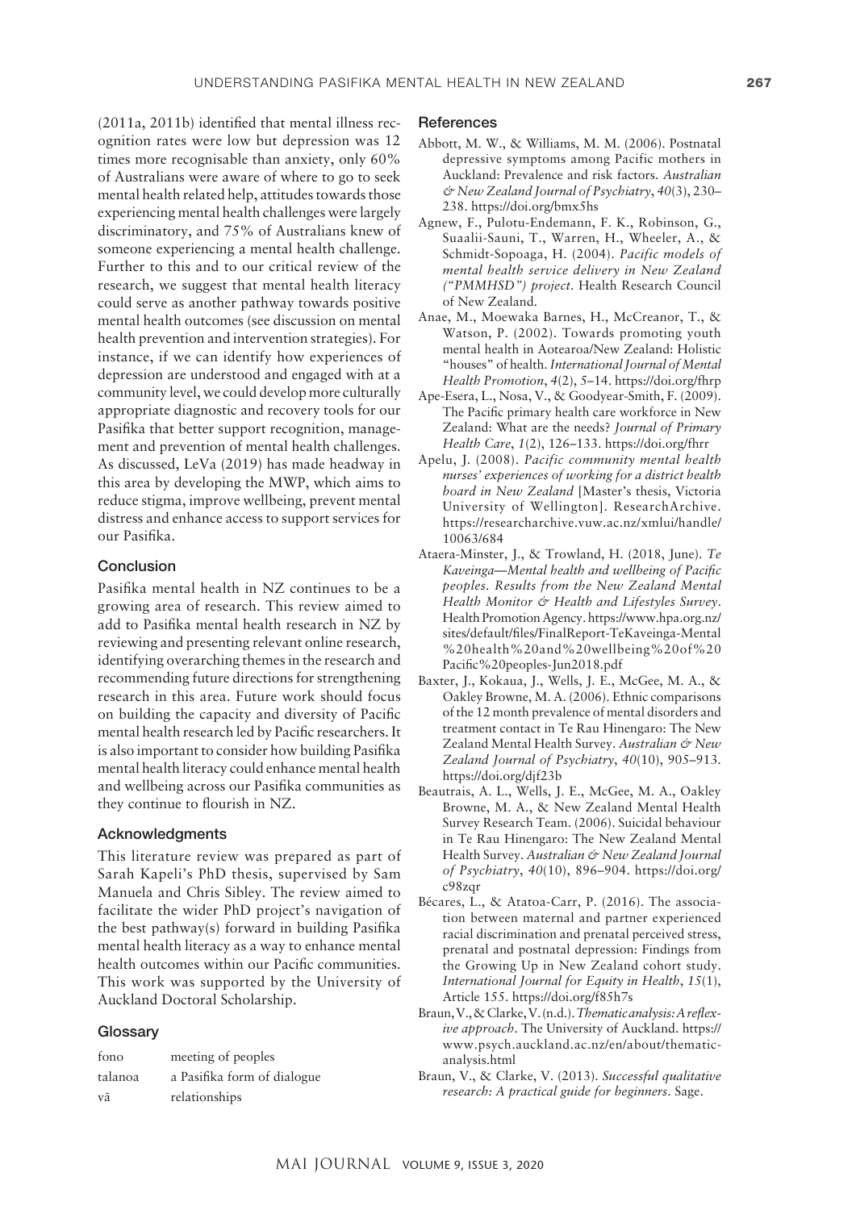(2011a, 2011b) identified that mental illness recognition rates were low but depression was 12 times more recognisable than anxiety, only 60% of Australians were aware of where to go to seek mental health related help, attitudes towards those experiencing mental health challenges were largely discriminatory, and 75% of Australians knew of someone experiencing a mental health challenge. Further to this and to our critical review of the research, we suggest that mental health literacy could serve as another pathway towards positive mental health outcomes (see discussion on mental health prevention and intervention strategies). For instance, if we can identify how experiences of depression are understood and engaged with at a community level, we could develop more culturally appropriate diagnostic and recovery tools for our Pasifika that better support recognition, management and prevention of mental health challenges. As discussed, LeVa (2019) has made headway in this area by developing the MWP, which aims to reduce stigma, improve wellbeing, prevent mental distress and enhance access to support services for our Pasifika.

## Conclusion

Pasifika mental health in NZ continues to be a growing area of research. This review aimed to add to Pasifika mental health research in NZ by reviewing and presenting relevant online research, identifying overarching themes in the research and recommending future directions for strengthening research in this area. Future work should focus on building the capacity and diversity of Pacific mental health research led by Pacific researchers. It is also important to consider how building Pasifika mental health literacy could enhance mental health and wellbeing across our Pasifika communities as they continue to flourish in NZ.

## Acknowledgments

This literature review was prepared as part of Sarah Kapeli's PhD thesis, supervised by Sam Manuela and Chris Sibley. The review aimed to facilitate the wider PhD project's navigation of the best pathway(s) forward in building Pasifika mental health literacy as a way to enhance mental health outcomes within our Pacific communities. This work was supported by the University of Auckland Doctoral Scholarship.

## Glossary

| | |
|---|---|
| fono | meeting of peoples |
| talanoa | a Pasifika form of dialogue |
| vā | relationships |

## References

Abbott, M. W., & Williams, M. M. (2006). Postnatal depressive symptoms among Pacific mothers in Auckland: Prevalence and risk factors. *Australian & New Zealand Journal of Psychiatry*, *40*(3), 230–238. https://doi.org/bmx5hs

Agnew, F., Pulotu-Endemann, F. K., Robinson, G., Suaalii-Sauni, T., Warren, H., Wheeler, A., & Schmidt-Sopoaga, H. (2004). *Pacific models of mental health service delivery in New Zealand ("PMMHSD") project*. Health Research Council of New Zealand.

Anae, M., Moewaka Barnes, H., McCreanor, T., & Watson, P. (2002). Towards promoting youth mental health in Aotearoa/New Zealand: Holistic "houses" of health. *International Journal of Mental Health Promotion*, *4*(2), 5–14. https://doi.org/fhrp

Ape-Esera, L., Nosa, V., & Goodyear-Smith, F. (2009). The Pacific primary health care workforce in New Zealand: What are the needs? *Journal of Primary Health Care*, *1*(2), 126–133. https://doi.org/fhrr

Apelu, J. (2008). *Pacific community mental health nurses' experiences of working for a district health board in New Zealand* [Master's thesis, Victoria University of Wellington]. ResearchArchive. https://researcharchive.vuw.ac.nz/xmlui/handle/10063/684

Ataera-Minster, J., & Trowland, H. (2018, June). *Te Kaveinga—Mental health and wellbeing of Pacific peoples. Results from the New Zealand Mental Health Monitor & Health and Lifestyles Survey*. Health Promotion Agency. https://www.hpa.org.nz/sites/default/files/FinalReport-TeKaveinga-Mental%20health%20and%20wellbeing%20of%20Pacific%20peoples-Jun2018.pdf

Baxter, J., Kokaua, J., Wells, J. E., McGee, M. A., & Oakley Browne, M. A. (2006). Ethnic comparisons of the 12 month prevalence of mental disorders and treatment contact in Te Rau Hinengaro: The New Zealand Mental Health Survey. *Australian & New Zealand Journal of Psychiatry*, *40*(10), 905–913. https://doi.org/djf23b

Beautrais, A. L., Wells, J. E., McGee, M. A., Oakley Browne, M. A., & New Zealand Mental Health Survey Research Team. (2006). Suicidal behaviour in Te Rau Hinengaro: The New Zealand Mental Health Survey. *Australian & New Zealand Journal of Psychiatry*, *40*(10), 896–904. https://doi.org/c98zqr

Bécares, L., & Atatoa-Carr, P. (2016). The association between maternal and partner experienced racial discrimination and prenatal perceived stress, prenatal and postnatal depression: Findings from the Growing Up in New Zealand cohort study. *International Journal for Equity in Health*, *15*(1), Article 155. https://doi.org/f85h7s

Braun, V., & Clarke, V. (n.d.). *Thematic analysis: A reflexive approach*. The University of Auckland. https://www.psych.auckland.ac.nz/en/about/thematic-analysis.html

Braun, V., & Clarke, V. (2013). *Successful qualitative research: A practical guide for beginners*. Sage.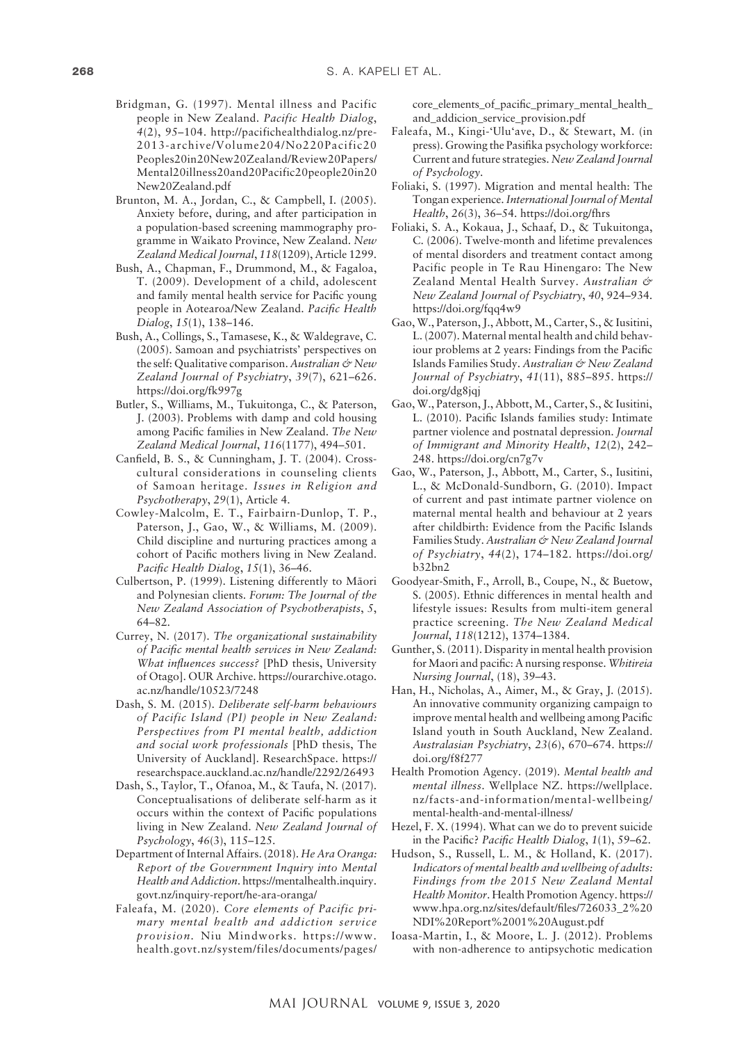Bridgman, G. (1997). Mental illness and Pacific people in New Zealand. *Pacific Health Dialog*, *4*(2), 95–104. http://pacifichealthdialog.nz/pre-2013-archive/Volume204/No220Pacific20Peoples20in20New20Zealand/Review20Papers/Mental20illness20and20Pacific20people20in20New20Zealand.pdf

Brunton, M. A., Jordan, C., & Campbell, I. (2005). Anxiety before, during, and after participation in a population-based screening mammography programme in Waikato Province, New Zealand. *New Zealand Medical Journal*, *118*(1209), Article 1299.

Bush, A., Chapman, F., Drummond, M., & Fagaloa, T. (2009). Development of a child, adolescent and family mental health service for Pacific young people in Aotearoa/New Zealand. *Pacific Health Dialog*, *15*(1), 138–146.

Bush, A., Collings, S., Tamasese, K., & Waldegrave, C. (2005). Samoan and psychiatrists' perspectives on the self: Qualitative comparison. *Australian & New Zealand Journal of Psychiatry*, *39*(7), 621–626. https://doi.org/fk997g

Butler, S., Williams, M., Tukuitonga, C., & Paterson, J. (2003). Problems with damp and cold housing among Pacific families in New Zealand. *The New Zealand Medical Journal*, *116*(1177), 494–501.

Canfield, B. S., & Cunningham, J. T. (2004). Cross-cultural considerations in counseling clients of Samoan heritage. *Issues in Religion and Psychotherapy*, *29*(1), Article 4.

Cowley-Malcolm, E. T., Fairbairn-Dunlop, T. P., Paterson, J., Gao, W., & Williams, M. (2009). Child discipline and nurturing practices among a cohort of Pacific mothers living in New Zealand. *Pacific Health Dialog*, *15*(1), 36–46.

Culbertson, P. (1999). Listening differently to Māori and Polynesian clients. *Forum: The Journal of the New Zealand Association of Psychotherapists*, *5*, 64–82.

Currey, N. (2017). *The organizational sustainability of Pacific mental health services in New Zealand: What influences success?* [PhD thesis, University of Otago]. OUR Archive. https://ourarchive.otago.ac.nz/handle/10523/7248

Dash, S. M. (2015). *Deliberate self-harm behaviours of Pacific Island (PI) people in New Zealand: Perspectives from PI mental health, addiction and social work professionals* [PhD thesis, The University of Auckland]. ResearchSpace. https://researchspace.auckland.ac.nz/handle/2292/26493

Dash, S., Taylor, T., Ofanoa, M., & Taufa, N. (2017). Conceptualisations of deliberate self-harm as it occurs within the context of Pacific populations living in New Zealand. *New Zealand Journal of Psychology*, *46*(3), 115–125.

Department of Internal Affairs. (2018). *He Ara Oranga: Report of the Government Inquiry into Mental Health and Addiction*. https://mentalhealth.inquiry.govt.nz/inquiry-report/he-ara-oranga/

Faleafa, M. (2020). *Core elements of Pacific primary mental health and addiction service provision*. Niu Mindworks. https://www.health.govt.nz/system/files/documents/pages/core_elements_of_pacific_primary_mental_health_and_addicion_service_provision.pdf

Faleafa, M., Kingi-'Ulu'ave, D., & Stewart, M. (in press). Growing the Pasifika psychology workforce: Current and future strategies. *New Zealand Journal of Psychology*.

Foliaki, S. (1997). Migration and mental health: The Tongan experience. *International Journal of Mental Health*, *26*(3), 36–54. https://doi.org/fhrs

Foliaki, S. A., Kokaua, J., Schaaf, D., & Tukuitonga, C. (2006). Twelve-month and lifetime prevalences of mental disorders and treatment contact among Pacific people in Te Rau Hinengaro: The New Zealand Mental Health Survey. *Australian & New Zealand Journal of Psychiatry*, *40*, 924–934. https://doi.org/fqq4w9

Gao, W., Paterson, J., Abbott, M., Carter, S., & Iusitini, L. (2007). Maternal mental health and child behaviour problems at 2 years: Findings from the Pacific Islands Families Study. *Australian & New Zealand Journal of Psychiatry*, *41*(11), 885–895. https://doi.org/dg8jqj

Gao, W., Paterson, J., Abbott, M., Carter, S., & Iusitini, L. (2010). Pacific Islands families study: Intimate partner violence and postnatal depression. *Journal of Immigrant and Minority Health*, *12*(2), 242–248. https://doi.org/cn7g7v

Gao, W., Paterson, J., Abbott, M., Carter, S., Iusitini, L., & McDonald-Sundborn, G. (2010). Impact of current and past intimate partner violence on maternal mental health and behaviour at 2 years after childbirth: Evidence from the Pacific Islands Families Study. *Australian & New Zealand Journal of Psychiatry*, *44*(2), 174–182. https://doi.org/b32bn2

Goodyear-Smith, F., Arroll, B., Coupe, N., & Buetow, S. (2005). Ethnic differences in mental health and lifestyle issues: Results from multi-item general practice screening. *The New Zealand Medical Journal*, *118*(1212), 1374–1384.

Gunther, S. (2011). Disparity in mental health provision for Maori and pacific: A nursing response. *Whitireia Nursing Journal*, (18), 39–43.

Han, H., Nicholas, A., Aimer, M., & Gray, J. (2015). An innovative community organizing campaign to improve mental health and wellbeing among Pacific Island youth in South Auckland, New Zealand. *Australasian Psychiatry*, *23*(6), 670–674. https://doi.org/f8f277

Health Promotion Agency. (2019). *Mental health and mental illness*. Wellplace NZ. https://wellplace.nz/facts-and-information/mental-wellbeing/mental-health-and-mental-illness/

Hezel, F. X. (1994). What can we do to prevent suicide in the Pacific? *Pacific Health Dialog*, *1*(1), 59–62.

Hudson, S., Russell, L. M., & Holland, K. (2017). *Indicators of mental health and wellbeing of adults: Findings from the 2015 New Zealand Mental Health Monitor*. Health Promotion Agency. https://www.hpa.org.nz/sites/default/files/726033_2%20NDI%20Report%2001%20August.pdf

Ioasa-Martin, I., & Moore, L. J. (2012). Problems with non-adherence to antipsychotic medication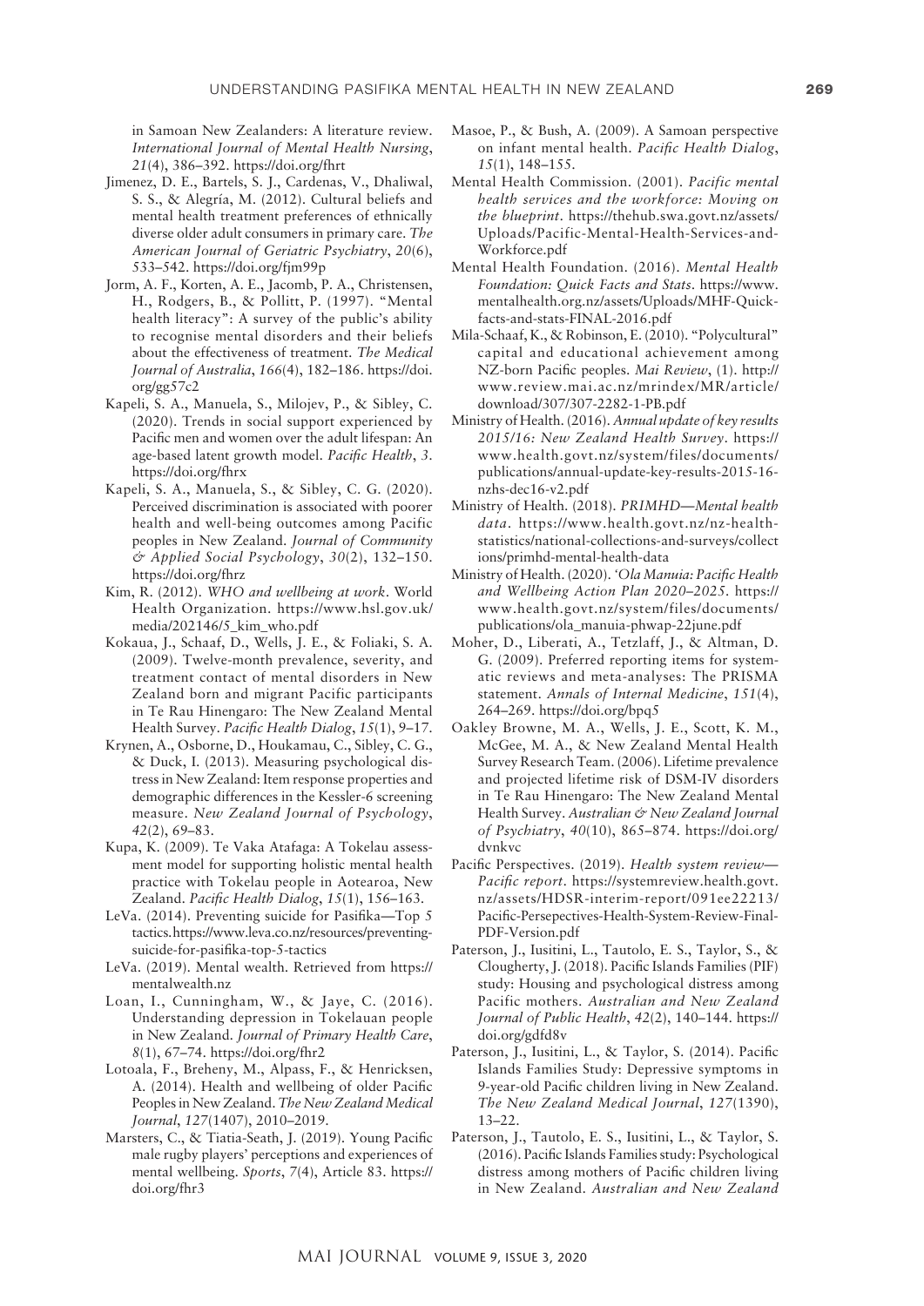in Samoan New Zealanders: A literature review. *International Journal of Mental Health Nursing*, *21*(4), 386–392. https://doi.org/fhrt

Jimenez, D. E., Bartels, S. J., Cardenas, V., Dhaliwal, S. S., & Alegría, M. (2012). Cultural beliefs and mental health treatment preferences of ethnically diverse older adult consumers in primary care. *The American Journal of Geriatric Psychiatry*, *20*(6), 533–542. https://doi.org/fjm99p

Jorm, A. F., Korten, A. E., Jacomb, P. A., Christensen, H., Rodgers, B., & Pollitt, P. (1997). "Mental health literacy": A survey of the public's ability to recognise mental disorders and their beliefs about the effectiveness of treatment. *The Medical Journal of Australia*, *166*(4), 182–186. https://doi.org/gg57c2

Kapeli, S. A., Manuela, S., Milojev, P., & Sibley, C. (2020). Trends in social support experienced by Pacific men and women over the adult lifespan: An age-based latent growth model. *Pacific Health*, *3*. https://doi.org/fhrx

Kapeli, S. A., Manuela, S., & Sibley, C. G. (2020). Perceived discrimination is associated with poorer health and well-being outcomes among Pacific peoples in New Zealand. *Journal of Community & Applied Social Psychology*, *30*(2), 132–150. https://doi.org/fhrz

Kim, R. (2012). *WHO and wellbeing at work*. World Health Organization. https://www.hsl.gov.uk/media/202146/5_kim_who.pdf

Kokaua, J., Schaaf, D., Wells, J. E., & Foliaki, S. A. (2009). Twelve-month prevalence, severity, and treatment contact of mental disorders in New Zealand born and migrant Pacific participants in Te Rau Hinengaro: The New Zealand Mental Health Survey. *Pacific Health Dialog*, *15*(1), 9–17.

Krynen, A., Osborne, D., Houkamau, C., Sibley, C. G., & Duck, I. (2013). Measuring psychological distress in New Zealand: Item response properties and demographic differences in the Kessler-6 screening measure. *New Zealand Journal of Psychology*, *42*(2), 69–83.

Kupa, K. (2009). Te Vaka Atafaga: A Tokelau assessment model for supporting holistic mental health practice with Tokelau people in Aotearoa, New Zealand. *Pacific Health Dialog*, *15*(1), 156–163.

LeVa. (2014). Preventing suicide for Pasifika—Top 5 tactics. https://www.leva.co.nz/resources/preventing-suicide-for-pasifika-top-5-tactics

LeVa. (2019). Mental wealth. Retrieved from https://mentalwealth.nz

Loan, I., Cunningham, W., & Jaye, C. (2016). Understanding depression in Tokelauan people in New Zealand. *Journal of Primary Health Care*, *8*(1), 67–74. https://doi.org/fhr2

Lotoala, F., Breheny, M., Alpass, F., & Henricksen, A. (2014). Health and wellbeing of older Pacific Peoples in New Zealand. *The New Zealand Medical Journal*, *127*(1407), 2010–2019.

Marsters, C., & Tiatia-Seath, J. (2019). Young Pacific male rugby players' perceptions and experiences of mental wellbeing. *Sports*, *7*(4), Article 83. https://doi.org/fhr3

Masoe, P., & Bush, A. (2009). A Samoan perspective on infant mental health. *Pacific Health Dialog*, *15*(1), 148–155.

Mental Health Commission. (2001). *Pacific mental health services and the workforce: Moving on the blueprint*. https://thehub.swa.govt.nz/assets/Uploads/Pacific-Mental-Health-Services-and-Workforce.pdf

Mental Health Foundation. (2016). *Mental Health Foundation: Quick Facts and Stats*. https://www.mentalhealth.org.nz/assets/Uploads/MHF-Quick-facts-and-stats-FINAL-2016.pdf

Mila-Schaaf, K., & Robinson, E. (2010). "Polycultural" capital and educational achievement among NZ-born Pacific peoples. *Mai Review*, (1). http://www.review.mai.ac.nz/mrindex/MR/article/download/307/307-2282-1-PB.pdf

Ministry of Health. (2016). *Annual update of key results 2015/16: New Zealand Health Survey*. https://www.health.govt.nz/system/files/documents/publications/annual-update-key-results-2015-16-nzhs-dec16-v2.pdf

Ministry of Health. (2018). *PRIMHD—Mental health data*. https://www.health.govt.nz/nz-health-statistics/national-collections-and-surveys/collections/primhd-mental-health-data

Ministry of Health. (2020). *'Ola Manuia: Pacific Health and Wellbeing Action Plan 2020–2025*. https://www.health.govt.nz/system/files/documents/publications/ola_manuia-phwap-22june.pdf

Moher, D., Liberati, A., Tetzlaff, J., & Altman, D. G. (2009). Preferred reporting items for systematic reviews and meta-analyses: The PRISMA statement. *Annals of Internal Medicine*, *151*(4), 264–269. https://doi.org/bpq5

Oakley Browne, M. A., Wells, J. E., Scott, K. M., McGee, M. A., & New Zealand Mental Health Survey Research Team. (2006). Lifetime prevalence and projected lifetime risk of DSM-IV disorders in Te Rau Hinengaro: The New Zealand Mental Health Survey. *Australian & New Zealand Journal of Psychiatry*, *40*(10), 865–874. https://doi.org/dvnkvc

Pacific Perspectives. (2019). *Health system review—Pacific report*. https://systemreview.health.govt.nz/assets/HDSR-interim-report/091ee22213/Pacific-Persepectives-Health-System-Review-Final-PDF-Version.pdf

Paterson, J., Iusitini, L., Tautolo, E. S., Taylor, S., & Clougherty, J. (2018). Pacific Islands Families (PIF) study: Housing and psychological distress among Pacific mothers. *Australian and New Zealand Journal of Public Health*, *42*(2), 140–144. https://doi.org/gdfd8v

Paterson, J., Iusitini, L., & Taylor, S. (2014). Pacific Islands Families Study: Depressive symptoms in 9-year-old Pacific children living in New Zealand. *The New Zealand Medical Journal*, *127*(1390), 13–22.

Paterson, J., Tautolo, E. S., Iusitini, L., & Taylor, S. (2016). Pacific Islands Families study: Psychological distress among mothers of Pacific children living in New Zealand. *Australian and New Zealand*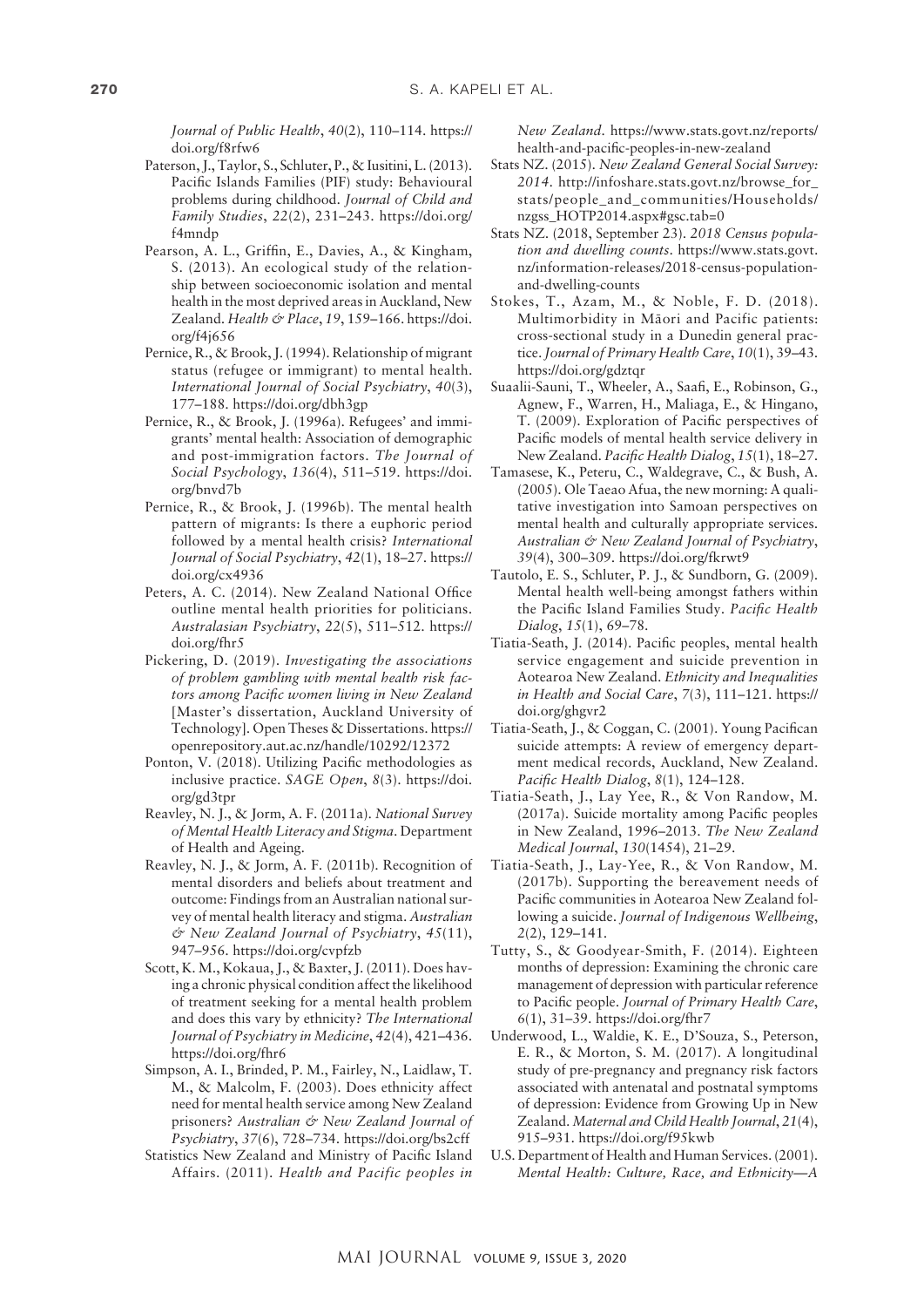*Journal of Public Health*, *40*(2), 110–114. https://doi.org/f8rfw6

Paterson, J., Taylor, S., Schluter, P., & Iusitini, L. (2013). Pacific Islands Families (PIF) study: Behavioural problems during childhood. *Journal of Child and Family Studies*, *22*(2), 231–243. https://doi.org/f4mndp

Pearson, A. L., Griffin, E., Davies, A., & Kingham, S. (2013). An ecological study of the relationship between socioeconomic isolation and mental health in the most deprived areas in Auckland, New Zealand. *Health & Place*, *19*, 159–166. https://doi.org/f4j656

Pernice, R., & Brook, J. (1994). Relationship of migrant status (refugee or immigrant) to mental health. *International Journal of Social Psychiatry*, *40*(3), 177–188. https://doi.org/dbh3gp

Pernice, R., & Brook, J. (1996a). Refugees' and immigrants' mental health: Association of demographic and post-immigration factors. *The Journal of Social Psychology*, *136*(4), 511–519. https://doi.org/bnvd7b

Pernice, R., & Brook, J. (1996b). The mental health pattern of migrants: Is there a euphoric period followed by a mental health crisis? *International Journal of Social Psychiatry*, *42*(1), 18–27. https://doi.org/cx4936

Peters, A. C. (2014). New Zealand National Office outline mental health priorities for politicians. *Australasian Psychiatry*, *22*(5), 511–512. https://doi.org/fhr5

Pickering, D. (2019). *Investigating the associations of problem gambling with mental health risk factors among Pacific women living in New Zealand* [Master's dissertation, Auckland University of Technology]. Open Theses & Dissertations. https://openrepository.aut.ac.nz/handle/10292/12372

Ponton, V. (2018). Utilizing Pacific methodologies as inclusive practice. *SAGE Open*, *8*(3). https://doi.org/gd3tpr

Reavley, N. J., & Jorm, A. F. (2011a). *National Survey of Mental Health Literacy and Stigma*. Department of Health and Ageing.

Reavley, N. J., & Jorm, A. F. (2011b). Recognition of mental disorders and beliefs about treatment and outcome: Findings from an Australian national survey of mental health literacy and stigma. *Australian & New Zealand Journal of Psychiatry*, *45*(11), 947–956. https://doi.org/cvpfzb

Scott, K. M., Kokaua, J., & Baxter, J. (2011). Does having a chronic physical condition affect the likelihood of treatment seeking for a mental health problem and does this vary by ethnicity? *The International Journal of Psychiatry in Medicine*, *42*(4), 421–436. https://doi.org/fhr6

Simpson, A. I., Brinded, P. M., Fairley, N., Laidlaw, T. M., & Malcolm, F. (2003). Does ethnicity affect need for mental health service among New Zealand prisoners? *Australian & New Zealand Journal of Psychiatry*, *37*(6), 728–734. https://doi.org/bs2cff

Statistics New Zealand and Ministry of Pacific Island Affairs. (2011). *Health and Pacific peoples in New Zealand*. https://www.stats.govt.nz/reports/health-and-pacific-peoples-in-new-zealand

Stats NZ. (2015). *New Zealand General Social Survey: 2014*. http://infoshare.stats.govt.nz/browse_for_stats/people_and_communities/Households/nzgss_HOTP2014.aspx#gsc.tab=0

Stats NZ. (2018, September 23). *2018 Census population and dwelling counts*. https://www.stats.govt.nz/information-releases/2018-census-population-and-dwelling-counts

Stokes, T., Azam, M., & Noble, F. D. (2018). Multimorbidity in Māori and Pacific patients: cross-sectional study in a Dunedin general practice. *Journal of Primary Health Care*, *10*(1), 39–43. https://doi.org/gdztqr

Suaalii-Sauni, T., Wheeler, A., Saafi, E., Robinson, G., Agnew, F., Warren, H., Maliaga, E., & Hingano, T. (2009). Exploration of Pacific perspectives of Pacific models of mental health service delivery in New Zealand. *Pacific Health Dialog*, *15*(1), 18–27.

Tamasese, K., Peteru, C., Waldegrave, C., & Bush, A. (2005). Ole Taeao Afua, the new morning: A qualitative investigation into Samoan perspectives on mental health and culturally appropriate services. *Australian & New Zealand Journal of Psychiatry*, *39*(4), 300–309. https://doi.org/fkrwt9

Tautolo, E. S., Schluter, P. J., & Sundborn, G. (2009). Mental health well-being amongst fathers within the Pacific Island Families Study. *Pacific Health Dialog*, *15*(1), 69–78.

Tiatia-Seath, J. (2014). Pacific peoples, mental health service engagement and suicide prevention in Aotearoa New Zealand. *Ethnicity and Inequalities in Health and Social Care*, *7*(3), 111–121. https://doi.org/ghgvr2

Tiatia-Seath, J., & Coggan, C. (2001). Young Pacifican suicide attempts: A review of emergency department medical records, Auckland, New Zealand. *Pacific Health Dialog*, *8*(1), 124–128.

Tiatia-Seath, J., Lay Yee, R., & Von Randow, M. (2017a). Suicide mortality among Pacific peoples in New Zealand, 1996–2013. *The New Zealand Medical Journal*, *130*(1454), 21–29.

Tiatia-Seath, J., Lay-Yee, R., & Von Randow, M. (2017b). Supporting the bereavement needs of Pacific communities in Aotearoa New Zealand following a suicide. *Journal of Indigenous Wellbeing*, *2*(2), 129–141.

Tutty, S., & Goodyear-Smith, F. (2014). Eighteen months of depression: Examining the chronic care management of depression with particular reference to Pacific people. *Journal of Primary Health Care*, *6*(1), 31–39. https://doi.org/fhr7

Underwood, L., Waldie, K. E., D'Souza, S., Peterson, E. R., & Morton, S. M. (2017). A longitudinal study of pre-pregnancy and pregnancy risk factors associated with antenatal and postnatal symptoms of depression: Evidence from Growing Up in New Zealand. *Maternal and Child Health Journal*, *21*(4), 915–931. https://doi.org/f95kwb

U.S. Department of Health and Human Services. (2001). *Mental Health: Culture, Race, and Ethnicity—A*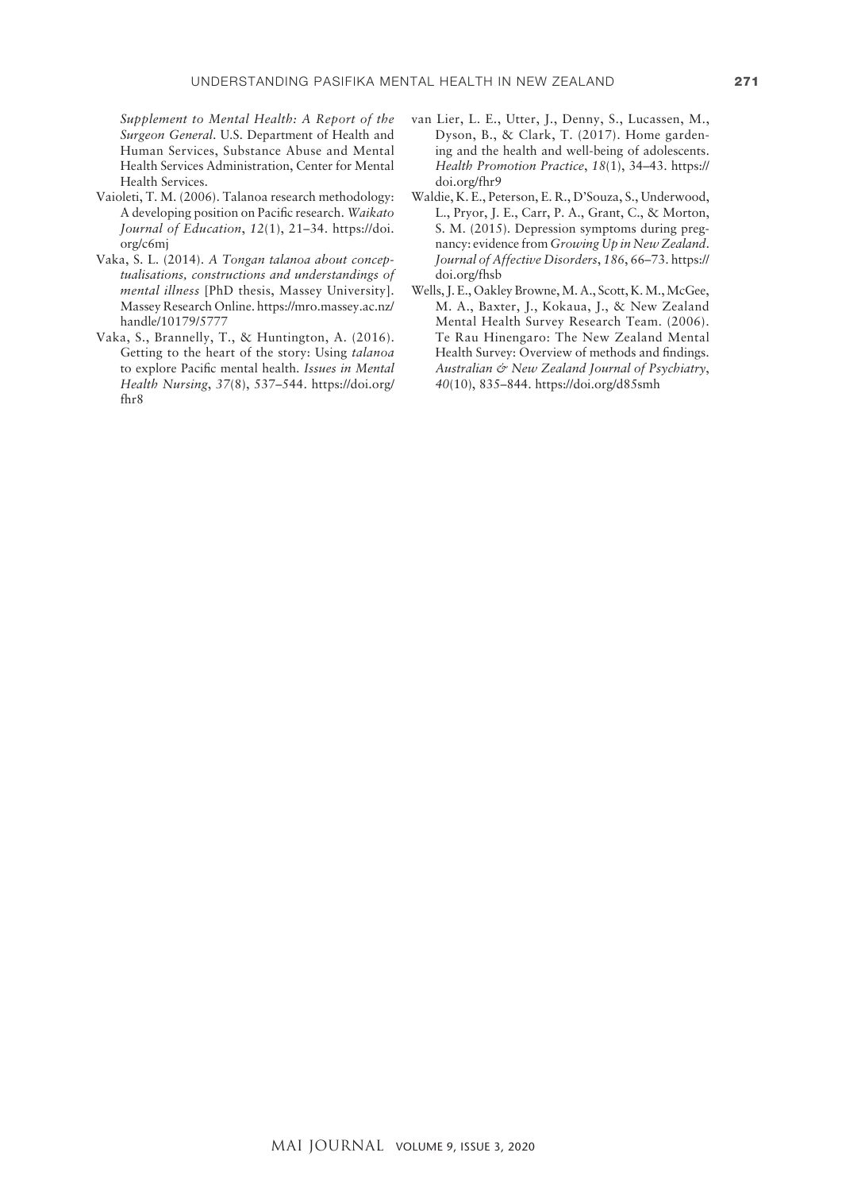*Supplement to Mental Health: A Report of the Surgeon General*. U.S. Department of Health and Human Services, Substance Abuse and Mental Health Services Administration, Center for Mental Health Services.

Vaioleti, T. M. (2006). Talanoa research methodology: A developing position on Pacific research. *Waikato Journal of Education*, *12*(1), 21–34. https://doi.org/c6mj

Vaka, S. L. (2014). *A Tongan talanoa about conceptualisations, constructions and understandings of mental illness* [PhD thesis, Massey University]. Massey Research Online. https://mro.massey.ac.nz/handle/10179/5777

Vaka, S., Brannelly, T., & Huntington, A. (2016). Getting to the heart of the story: Using *talanoa* to explore Pacific mental health. *Issues in Mental Health Nursing*, *37*(8), 537–544. https://doi.org/fhr8

van Lier, L. E., Utter, J., Denny, S., Lucassen, M., Dyson, B., & Clark, T. (2017). Home gardening and the health and well-being of adolescents. *Health Promotion Practice*, *18*(1), 34–43. https://doi.org/fhr9

Waldie, K. E., Peterson, E. R., D'Souza, S., Underwood, L., Pryor, J. E., Carr, P. A., Grant, C., & Morton, S. M. (2015). Depression symptoms during pregnancy: evidence from *Growing Up in New Zealand*. *Journal of Affective Disorders*, *186*, 66–73. https://doi.org/fhsb

Wells, J. E., Oakley Browne, M. A., Scott, K. M., McGee, M. A., Baxter, J., Kokaua, J., & New Zealand Mental Health Survey Research Team. (2006). Te Rau Hinengaro: The New Zealand Mental Health Survey: Overview of methods and findings. *Australian & New Zealand Journal of Psychiatry*, *40*(10), 835–844. https://doi.org/d85smh